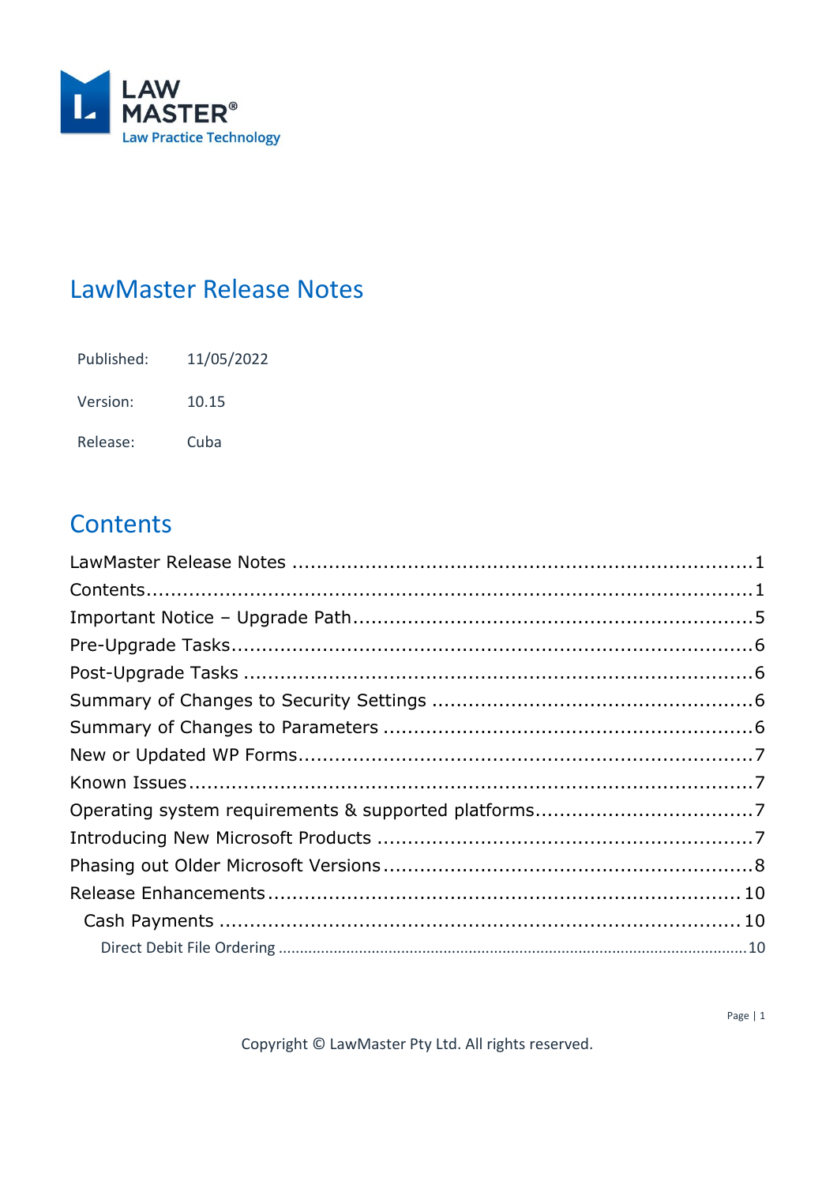LAW MASTER®
Law Practice Technology

# LawMaster Release Notes

| | |
|---|---|
| Published: | 11/05/2022 |
| Version: | 10.15 |
| Release: | Cuba |

# Contents

LawMaster Release Notes ........................................................................1
Contents..................................................................................................1
Important Notice – Upgrade Path............................................................5
Pre-Upgrade Tasks...................................................................................6
Post-Upgrade Tasks .................................................................................6
Summary of Changes to Security Settings ..............................................6
Summary of Changes to Parameters .......................................................6
New or Updated WP Forms......................................................................7
Known Issues............................................................................................7
Operating system requirements & supported platforms..........................7
Introducing New Microsoft Products .......................................................7
Phasing out Older Microsoft Versions.......................................................8
Release Enhancements............................................................................10
  Cash Payments ......................................................................................10
    Direct Debit File Ordering ...................................................................10

Copyright © LawMaster Pty Ltd. All rights reserved.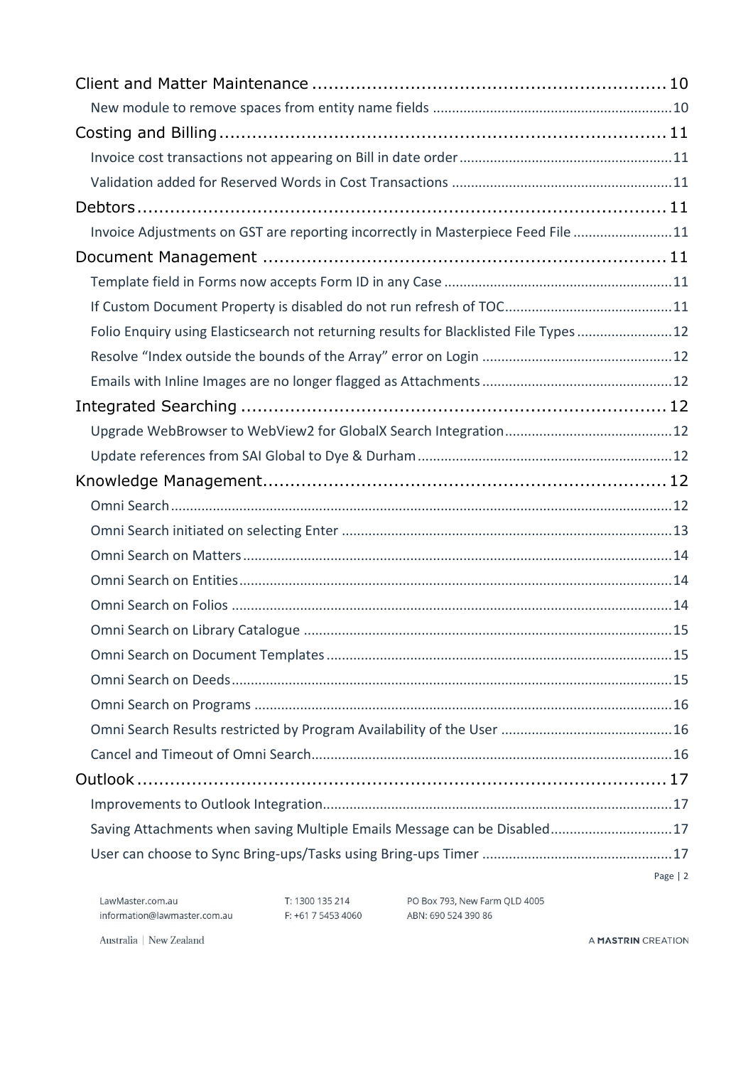Client and Matter Maintenance ................................................................ 10

- New module to remove spaces from entity name fields ............................................................. 10

Costing and Billing ................................................................................ 11

- Invoice cost transactions not appearing on Bill in date order ....................................................... 11
- Validation added for Reserved Words in Cost Transactions ......................................................... 11

Debtors ................................................................................................ 11

- Invoice Adjustments on GST are reporting incorrectly in Masterpiece Feed File .......................... 11

Document Management ........................................................................ 11

- Template field in Forms now accepts Form ID in any Case ........................................................... 11
- If Custom Document Property is disabled do not run refresh of TOC ........................................... 11
- Folio Enquiry using Elasticsearch not returning results for Blacklisted File Types ......................... 12
- Resolve "Index outside the bounds of the Array" error on Login ................................................. 12
- Emails with Inline Images are no longer flagged as Attachments ................................................. 12

Integrated Searching ............................................................................ 12

- Upgrade WebBrowser to WebView2 for GlobalX Search Integration ............................................ 12
- Update references from SAI Global to Dye & Durham .................................................................. 12

Knowledge Management ....................................................................... 12

- Omni Search ................................................................................................................................. 12
- Omni Search initiated on selecting Enter ..................................................................................... 13
- Omni Search on Matters ............................................................................................................... 14
- Omni Search on Entities ................................................................................................................ 14
- Omni Search on Folios .................................................................................................................. 14
- Omni Search on Library Catalogue ................................................................................................ 15
- Omni Search on Document Templates .......................................................................................... 15
- Omni Search on Deeds .................................................................................................................. 15
- Omni Search on Programs ............................................................................................................ 16
- Omni Search Results restricted by Program Availability of the User ............................................. 16
- Cancel and Timeout of Omni Search .............................................................................................. 16

Outlook ................................................................................................ 17

- Improvements to Outlook Integration .......................................................................................... 17
- Saving Attachments when saving Multiple Emails Message can be Disabled ................................ 17
- User can choose to Sync Bring-ups/Tasks using Bring-ups Timer ................................................. 17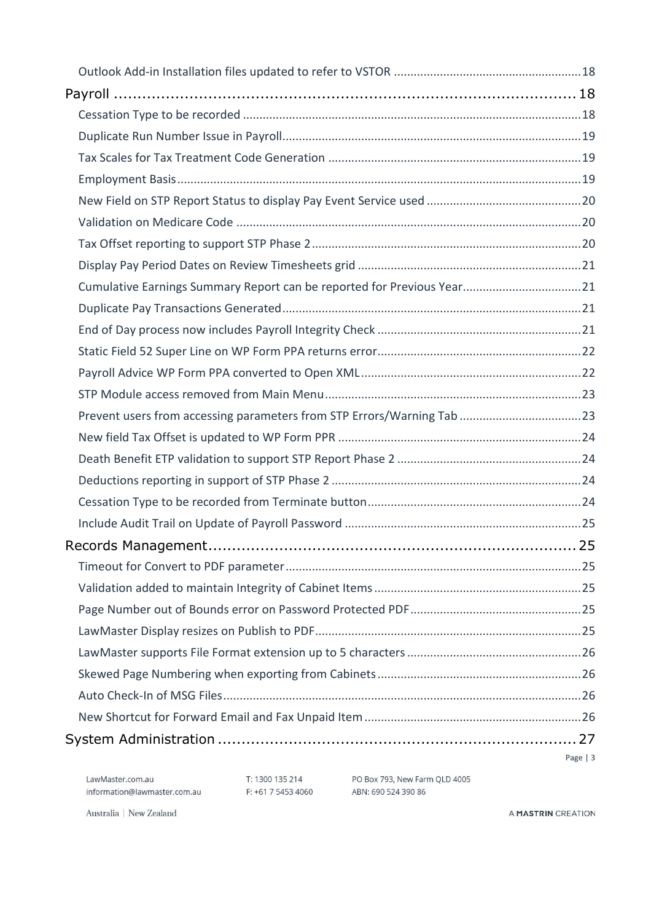Outlook Add-in Installation files updated to refer to VSTOR ........................................................ 18

Payroll ........................................................................................ 18

Cessation Type to be recorded ........................................................................................ 18

Duplicate Run Number Issue in Payroll ........................................................................................ 19

Tax Scales for Tax Treatment Code Generation ........................................................................ 19

Employment Basis ........................................................................................ 19

New Field on STP Report Status to display Pay Event Service used ............................................ 20

Validation on Medicare Code ........................................................................................ 20

Tax Offset reporting to support STP Phase 2 ........................................................................ 20

Display Pay Period Dates on Review Timesheets grid ........................................................ 21

Cumulative Earnings Summary Report can be reported for Previous Year .................................... 21

Duplicate Pay Transactions Generated ........................................................................ 21

End of Day process now includes Payroll Integrity Check ........................................................ 21

Static Field 52 Super Line on WP Form PPA returns error ........................................................ 22

Payroll Advice WP Form PPA converted to Open XML ........................................................ 22

STP Module access removed from Main Menu ........................................................................ 23

Prevent users from accessing parameters from STP Errors/Warning Tab .................................... 23

New field Tax Offset is updated to WP Form PPR ........................................................................ 24

Death Benefit ETP validation to support STP Report Phase 2 ........................................................ 24

Deductions reporting in support of STP Phase 2 ........................................................................ 24

Cessation Type to be recorded from Terminate button ........................................................ 24

Include Audit Trail on Update of Payroll Password ........................................................................ 25

Records Management ........................................................................................ 25

Timeout for Convert to PDF parameter ........................................................................................ 25

Validation added to maintain Integrity of Cabinet Items ........................................................ 25

Page Number out of Bounds error on Password Protected PDF ................................................ 25

LawMaster Display resizes on Publish to PDF ........................................................................ 25

LawMaster supports File Format extension up to 5 characters ................................................ 26

Skewed Page Numbering when exporting from Cabinets ........................................................ 26

Auto Check-In of MSG Files ........................................................................................ 26

New Shortcut for Forward Email and Fax Unpaid Item ........................................................ 26

System Administration ........................................................................................ 27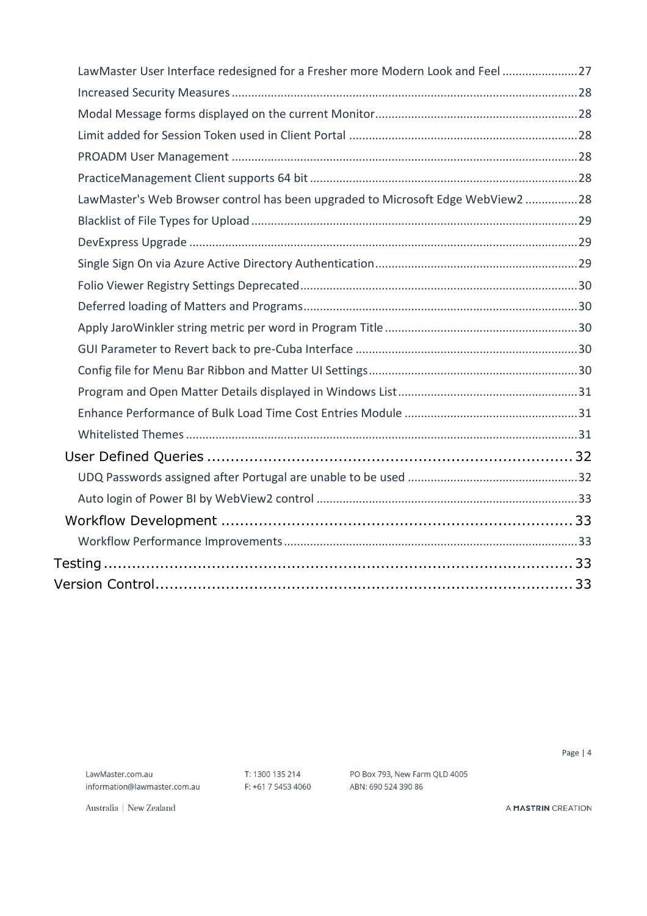- LawMaster User Interface redesigned for a Fresher more Modern Look and Feel ....................... 27
- Increased Security Measures ....................... 28
- Modal Message forms displayed on the current Monitor ....................... 28
- Limit added for Session Token used in Client Portal ....................... 28
- PROADM User Management ....................... 28
- PracticeManagement Client supports 64 bit ....................... 28
- LawMaster's Web Browser control has been upgraded to Microsoft Edge WebView2 ....................... 28
- Blacklist of File Types for Upload ....................... 29
- DevExpress Upgrade ....................... 29
- Single Sign On via Azure Active Directory Authentication ....................... 29
- Folio Viewer Registry Settings Deprecated ....................... 30
- Deferred loading of Matters and Programs ....................... 30
- Apply JaroWinkler string metric per word in Program Title ....................... 30
- GUI Parameter to Revert back to pre-Cuba Interface ....................... 30
- Config file for Menu Bar Ribbon and Matter UI Settings ....................... 30
- Program and Open Matter Details displayed in Windows List ....................... 31
- Enhance Performance of Bulk Load Time Cost Entries Module ....................... 31
- Whitelisted Themes ....................... 31

User Defined Queries ....................... 32

- UDQ Passwords assigned after Portugal are unable to be used ....................... 32
- Auto login of Power BI by WebView2 control ....................... 33

Workflow Development ....................... 33

- Workflow Performance Improvements ....................... 33

Testing ....................... 33

Version Control ....................... 33

LawMaster.com.au
information@lawmaster.com.au
T: 1300 135 214
F: +61 7 5453 4060
PO Box 793, New Farm QLD 4005
ABN: 690 524 390 86
Australia | New Zealand
A MASTRIN CREATION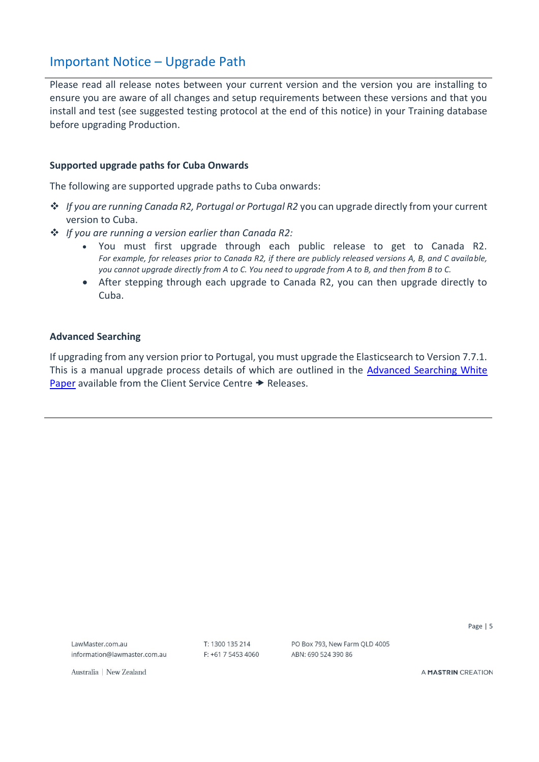## Important Notice – Upgrade Path

Please read all release notes between your current version and the version you are installing to ensure you are aware of all changes and setup requirements between these versions and that you install and test (see suggested testing protocol at the end of this notice) in your Training database before upgrading Production.

### Supported upgrade paths for Cuba Onwards

The following are supported upgrade paths to Cuba onwards:

- *If you are running Canada R2, Portugal or Portugal R2* you can upgrade directly from your current version to Cuba.
- *If you are running a version earlier than Canada R2:*
    - You must first upgrade through each public release to get to Canada R2. *For example, for releases prior to Canada R2, if there are publicly released versions A, B, and C available, you cannot upgrade directly from A to C. You need to upgrade from A to B, and then from B to C.*
    - After stepping through each upgrade to Canada R2, you can then upgrade directly to Cuba.

### Advanced Searching

If upgrading from any version prior to Portugal, you must upgrade the Elasticsearch to Version 7.7.1. This is a manual upgrade process details of which are outlined in the Advanced Searching White Paper available from the Client Service Centre → Releases.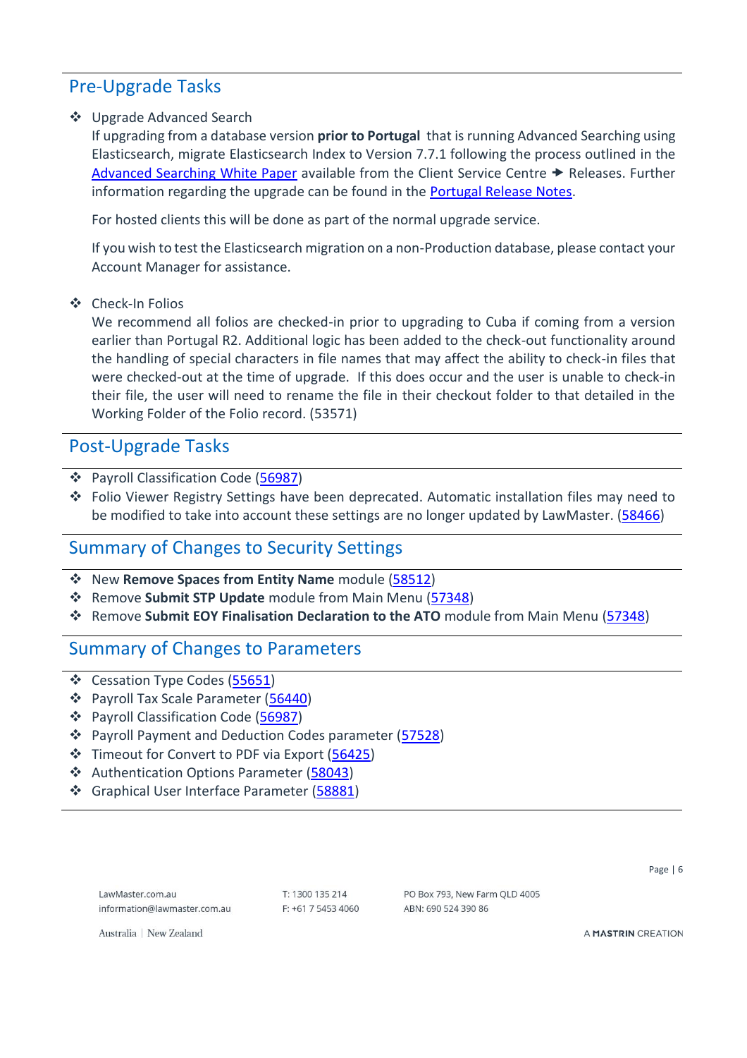## Pre-Upgrade Tasks

- Upgrade Advanced Search
  If upgrading from a database version **prior to Portugal** that is running Advanced Searching using Elasticsearch, migrate Elasticsearch Index to Version 7.7.1 following the process outlined in the Advanced Searching White Paper available from the Client Service Centre → Releases. Further information regarding the upgrade can be found in the Portugal Release Notes.

  For hosted clients this will be done as part of the normal upgrade service.

  If you wish to test the Elasticsearch migration on a non-Production database, please contact your Account Manager for assistance.

- Check-In Folios
  We recommend all folios are checked-in prior to upgrading to Cuba if coming from a version earlier than Portugal R2. Additional logic has been added to the check-out functionality around the handling of special characters in file names that may affect the ability to check-in files that were checked-out at the time of upgrade. If this does occur and the user is unable to check-in their file, the user will need to rename the file in their checkout folder to that detailed in the Working Folder of the Folio record. (53571)

## Post-Upgrade Tasks

- Payroll Classification Code (56987)
- Folio Viewer Registry Settings have been deprecated. Automatic installation files may need to be modified to take into account these settings are no longer updated by LawMaster. (58466)

## Summary of Changes to Security Settings

- New **Remove Spaces from Entity Name** module (58512)
- Remove **Submit STP Update** module from Main Menu (57348)
- Remove **Submit EOY Finalisation Declaration to the ATO** module from Main Menu (57348)

## Summary of Changes to Parameters

- Cessation Type Codes (55651)
- Payroll Tax Scale Parameter (56440)
- Payroll Classification Code (56987)
- Payroll Payment and Deduction Codes parameter (57528)
- Timeout for Convert to PDF via Export (56425)
- Authentication Options Parameter (58043)
- Graphical User Interface Parameter (58881)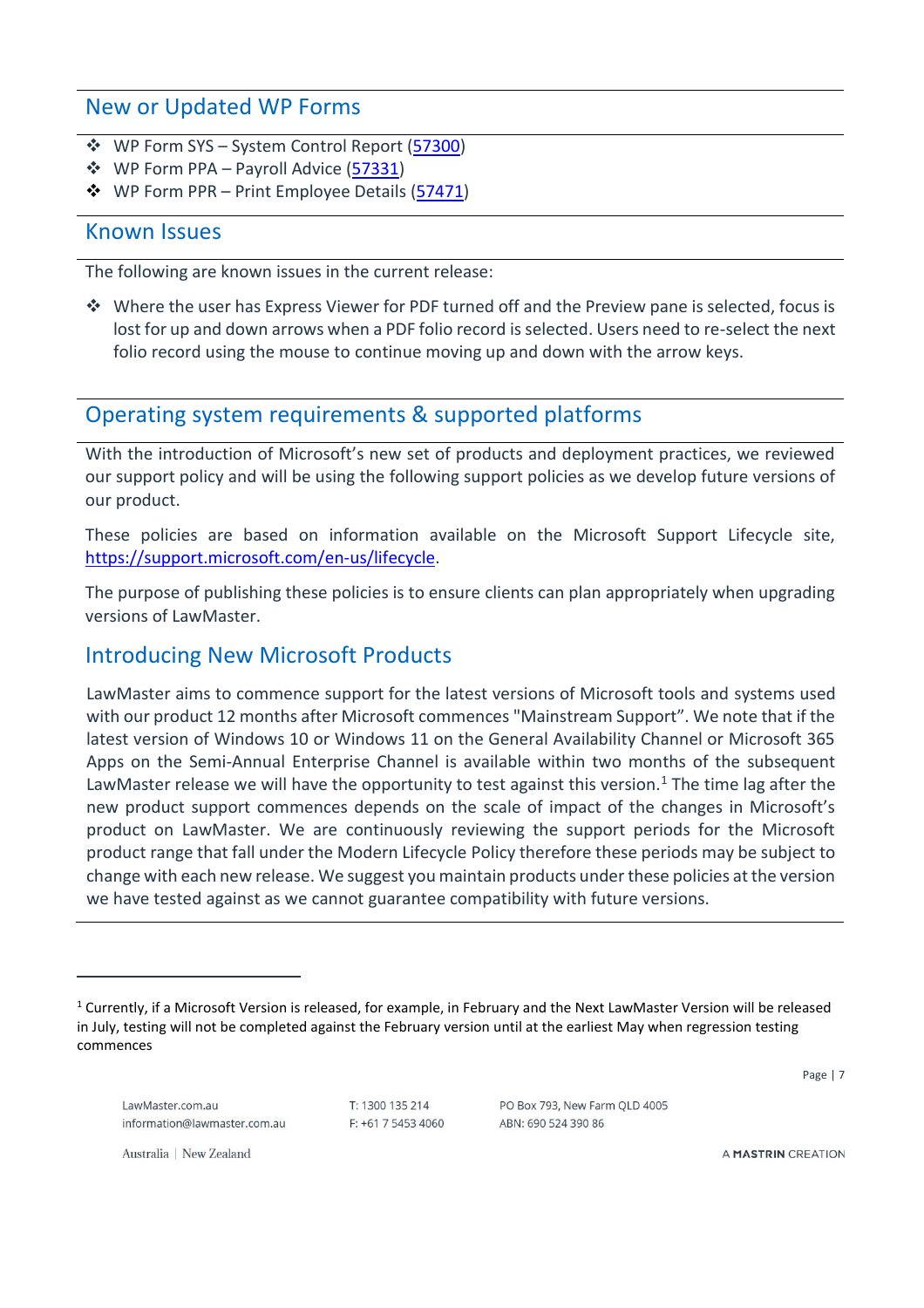## New or Updated WP Forms

- WP Form SYS – System Control Report (57300)
- WP Form PPA – Payroll Advice (57331)
- WP Form PPR – Print Employee Details (57471)

## Known Issues

The following are known issues in the current release:

- Where the user has Express Viewer for PDF turned off and the Preview pane is selected, focus is lost for up and down arrows when a PDF folio record is selected. Users need to re-select the next folio record using the mouse to continue moving up and down with the arrow keys.

## Operating system requirements & supported platforms

With the introduction of Microsoft's new set of products and deployment practices, we reviewed our support policy and will be using the following support policies as we develop future versions of our product.

These policies are based on information available on the Microsoft Support Lifecycle site, https://support.microsoft.com/en-us/lifecycle.

The purpose of publishing these policies is to ensure clients can plan appropriately when upgrading versions of LawMaster.

## Introducing New Microsoft Products

LawMaster aims to commence support for the latest versions of Microsoft tools and systems used with our product 12 months after Microsoft commences "Mainstream Support". We note that if the latest version of Windows 10 or Windows 11 on the General Availability Channel or Microsoft 365 Apps on the Semi-Annual Enterprise Channel is available within two months of the subsequent LawMaster release we will have the opportunity to test against this version.[1] The time lag after the new product support commences depends on the scale of impact of the changes in Microsoft's product on LawMaster. We are continuously reviewing the support periods for the Microsoft product range that fall under the Modern Lifecycle Policy therefore these periods may be subject to change with each new release. We suggest you maintain products under these policies at the version we have tested against as we cannot guarantee compatibility with future versions.

[1] Currently, if a Microsoft Version is released, for example, in February and the Next LawMaster Version will be released in July, testing will not be completed against the February version until at the earliest May when regression testing commences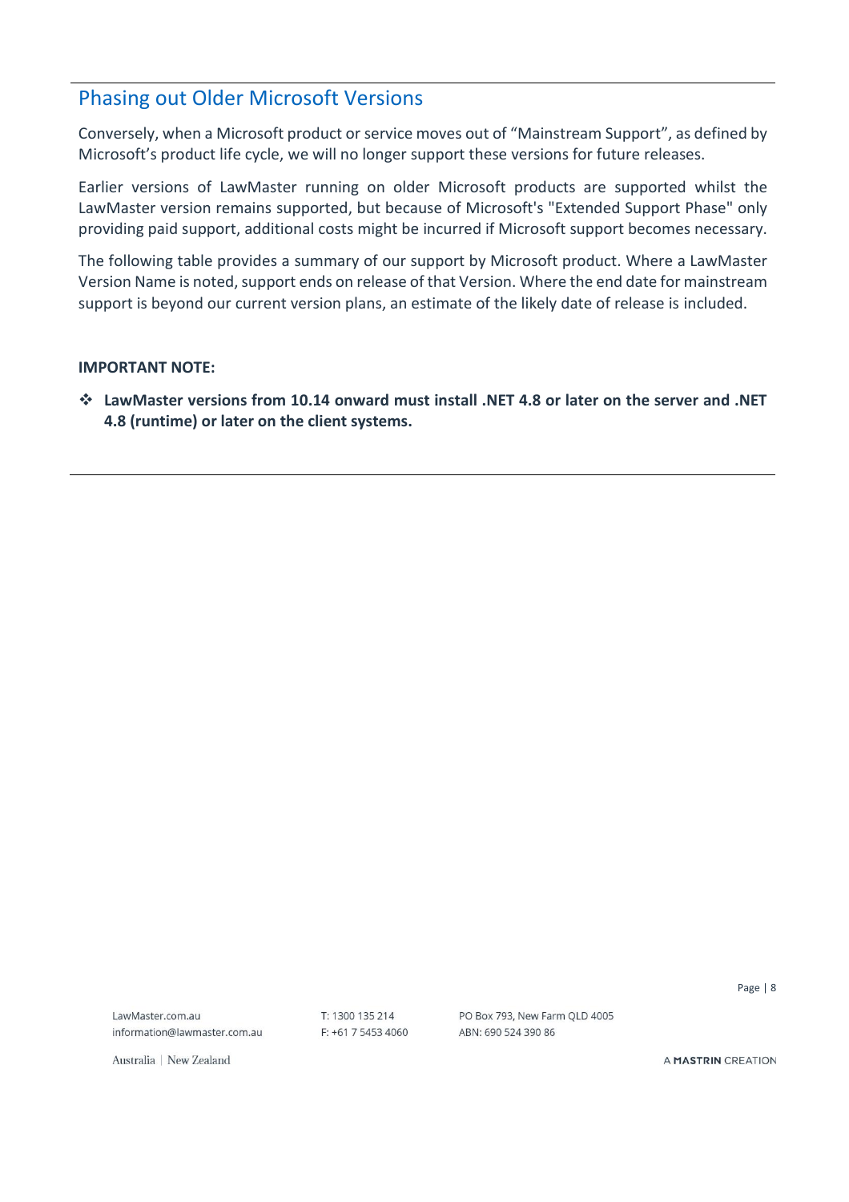## Phasing out Older Microsoft Versions

Conversely, when a Microsoft product or service moves out of “Mainstream Support”, as defined by Microsoft’s product life cycle, we will no longer support these versions for future releases.

Earlier versions of LawMaster running on older Microsoft products are supported whilst the LawMaster version remains supported, but because of Microsoft's "Extended Support Phase" only providing paid support, additional costs might be incurred if Microsoft support becomes necessary.

The following table provides a summary of our support by Microsoft product. Where a LawMaster Version Name is noted, support ends on release of that Version. Where the end date for mainstream support is beyond our current version plans, an estimate of the likely date of release is included.

**IMPORTANT NOTE:**

- **LawMaster versions from 10.14 onward must install .NET 4.8 or later on the server and .NET 4.8 (runtime) or later on the client systems.**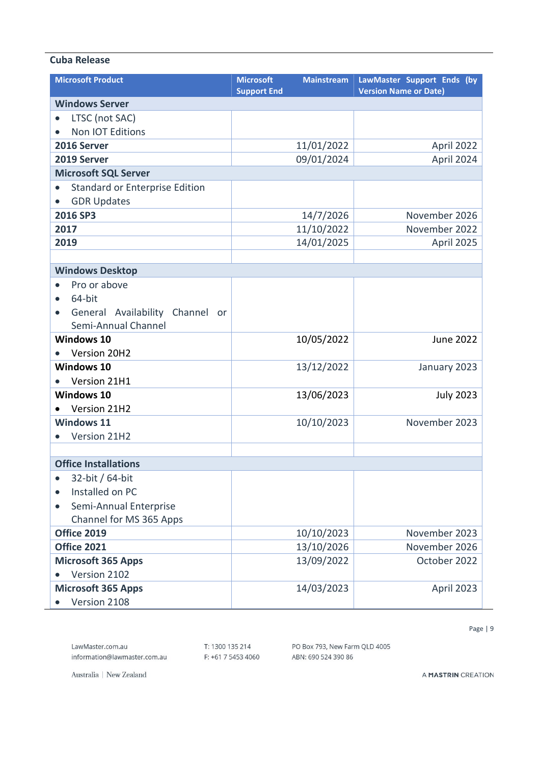## Cuba Release

| Microsoft Product | Microsoft Mainstream Support End | LawMaster Support Ends (by Version Name or Date) |
|---|---|---|
| **Windows Server** | | |
| • LTSC (not SAC)<br>• Non IOT Editions | | |
| **2016 Server** | 11/01/2022 | April 2022 |
| **2019 Server** | 09/01/2024 | April 2024 |
| **Microsoft SQL Server** | | |
| • Standard or Enterprise Edition<br>• GDR Updates | | |
| **2016 SP3** | 14/7/2026 | November 2026 |
| **2017** | 11/10/2022 | November 2022 |
| **2019** | 14/01/2025 | April 2025 |
| | | |
| **Windows Desktop** | | |
| • Pro or above<br>• 64-bit<br>• General Availability Channel or Semi-Annual Channel | | |
| **Windows 10**<br>• Version 20H2 | 10/05/2022 | June 2022 |
| **Windows 10**<br>• Version 21H1 | 13/12/2022 | January 2023 |
| **Windows 10**<br>• Version 21H2 | 13/06/2023 | July 2023 |
| **Windows 11**<br>• Version 21H2 | 10/10/2023 | November 2023 |
| | | |
| **Office Installations** | | |
| • 32-bit / 64-bit<br>• Installed on PC<br>• Semi-Annual Enterprise Channel for MS 365 Apps | | |
| **Office 2019** | 10/10/2023 | November 2023 |
| **Office 2021** | 13/10/2026 | November 2026 |
| **Microsoft 365 Apps**<br>• Version 2102 | 13/09/2022 | October 2022 |
| **Microsoft 365 Apps**<br>• Version 2108 | 14/03/2023 | April 2023 |

LawMaster.com.au
information@lawmaster.com.au

T: 1300 135 214
F: +61 7 5453 4060

PO Box 793, New Farm QLD 4005
ABN: 690 524 390 86

Australia | New Zealand

A MASTRIN CREATION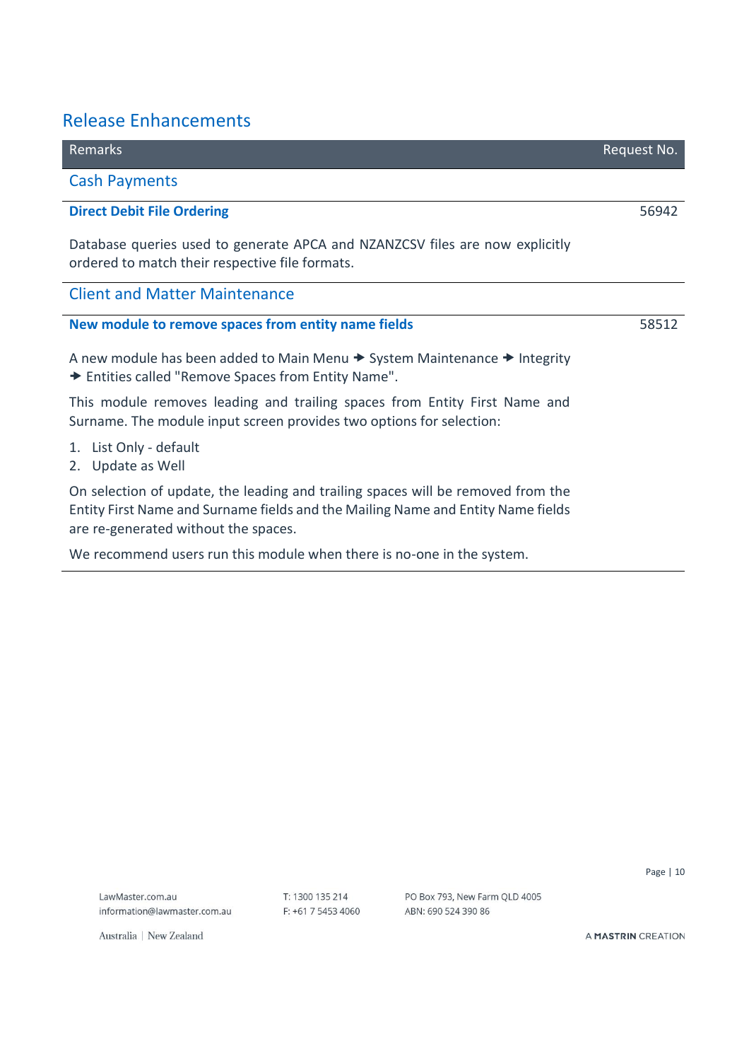## Release Enhancements

| Remarks | Request No. |
|---|---|
| **Cash Payments** | |
| **Direct Debit File Ordering** | 56942 |
| Database queries used to generate APCA and NZANZCSV files are now explicitly ordered to match their respective file formats. | |
| **Client and Matter Maintenance** | |
| **New module to remove spaces from entity name fields** | 58512 |
| A new module has been added to Main Menu ➔ System Maintenance ➔ Integrity ➔ Entities called "Remove Spaces from Entity Name".<br><br>This module removes leading and trailing spaces from Entity First Name and Surname. The module input screen provides two options for selection:<br><br>1. List Only - default<br>2. Update as Well<br><br>On selection of update, the leading and trailing spaces will be removed from the Entity First Name and Surname fields and the Mailing Name and Entity Name fields are re-generated without the spaces.<br><br>We recommend users run this module when there is no-one in the system. | |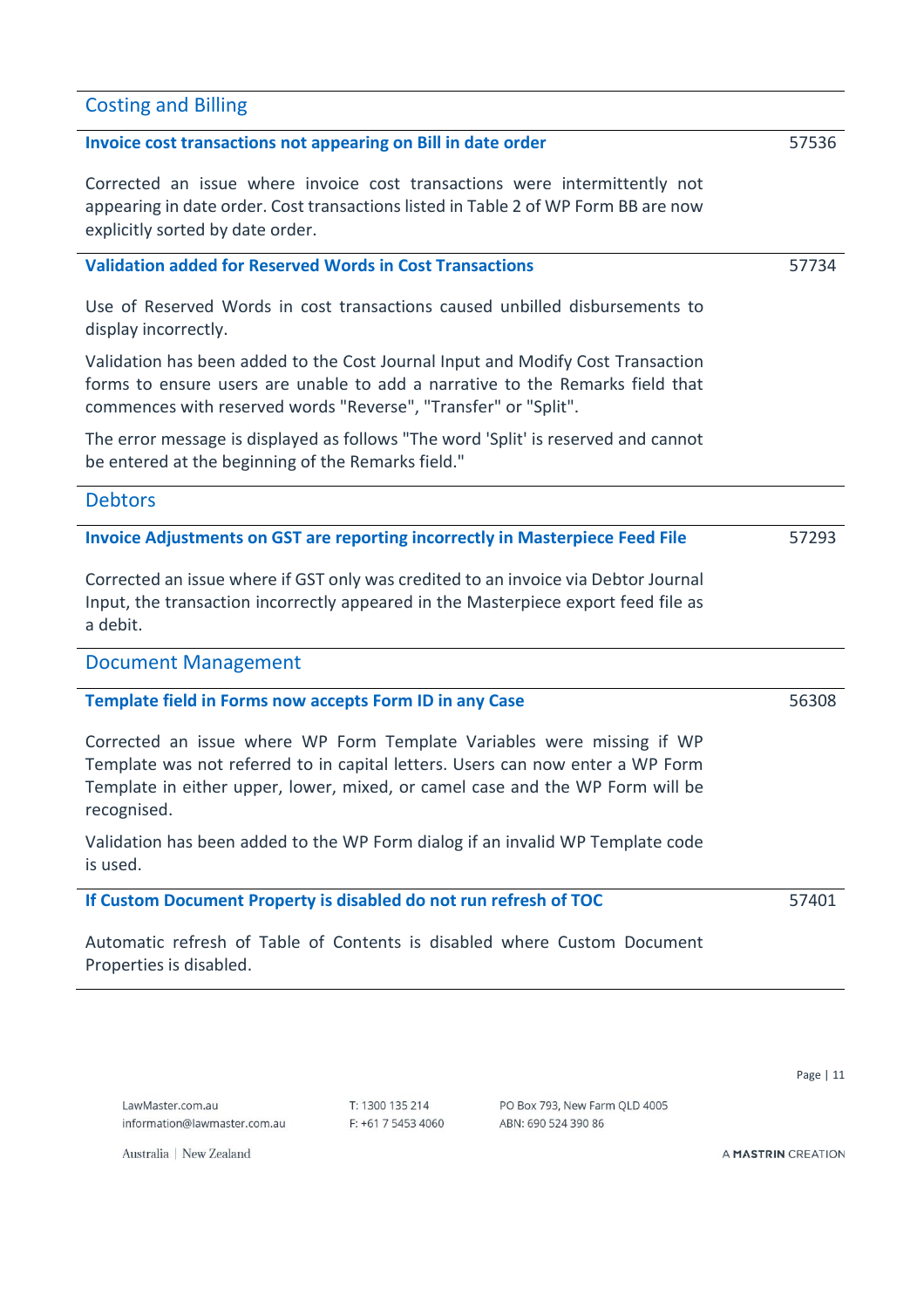## Costing and Billing

### Invoice cost transactions not appearing on Bill in date order — 57536

Corrected an issue where invoice cost transactions were intermittently not appearing in date order. Cost transactions listed in Table 2 of WP Form BB are now explicitly sorted by date order.

### Validation added for Reserved Words in Cost Transactions — 57734

Use of Reserved Words in cost transactions caused unbilled disbursements to display incorrectly.

Validation has been added to the Cost Journal Input and Modify Cost Transaction forms to ensure users are unable to add a narrative to the Remarks field that commences with reserved words "Reverse", "Transfer" or "Split".

The error message is displayed as follows "The word 'Split' is reserved and cannot be entered at the beginning of the Remarks field."

## Debtors

### Invoice Adjustments on GST are reporting incorrectly in Masterpiece Feed File — 57293

Corrected an issue where if GST only was credited to an invoice via Debtor Journal Input, the transaction incorrectly appeared in the Masterpiece export feed file as a debit.

## Document Management

### Template field in Forms now accepts Form ID in any Case — 56308

Corrected an issue where WP Form Template Variables were missing if WP Template was not referred to in capital letters. Users can now enter a WP Form Template in either upper, lower, mixed, or camel case and the WP Form will be recognised.

Validation has been added to the WP Form dialog if an invalid WP Template code is used.

### If Custom Document Property is disabled do not run refresh of TOC — 57401

Automatic refresh of Table of Contents is disabled where Custom Document Properties is disabled.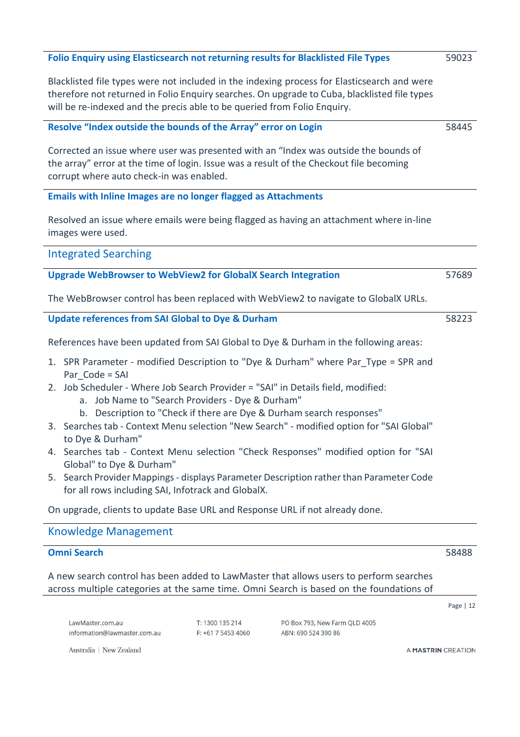### Folio Enquiry using Elasticsearch not returning results for Blacklisted File Types — 59023

Blacklisted file types were not included in the indexing process for Elasticsearch and were therefore not returned in Folio Enquiry searches. On upgrade to Cuba, blacklisted file types will be re-indexed and the precis able to be queried from Folio Enquiry.

### Resolve “Index outside the bounds of the Array” error on Login — 58445

Corrected an issue where user was presented with an “Index was outside the bounds of the array” error at the time of login. Issue was a result of the Checkout file becoming corrupt where auto check-in was enabled.

### Emails with Inline Images are no longer flagged as Attachments

Resolved an issue where emails were being flagged as having an attachment where in-line images were used.

## Integrated Searching

### Upgrade WebBrowser to WebView2 for GlobalX Search Integration — 57689

The WebBrowser control has been replaced with WebView2 to navigate to GlobalX URLs.

### Update references from SAI Global to Dye & Durham — 58223

References have been updated from SAI Global to Dye & Durham in the following areas:

1. SPR Parameter - modified Description to "Dye & Durham" where Par_Type = SPR and Par_Code = SAI
2. Job Scheduler - Where Job Search Provider = "SAI" in Details field, modified:
   a. Job Name to "Search Providers - Dye & Durham"
   b. Description to "Check if there are Dye & Durham search responses"
3. Searches tab - Context Menu selection "New Search" - modified option for "SAI Global" to Dye & Durham"
4. Searches tab - Context Menu selection "Check Responses" modified option for "SAI Global" to Dye & Durham"
5. Search Provider Mappings - displays Parameter Description rather than Parameter Code for all rows including SAI, Infotrack and GlobalX.

On upgrade, clients to update Base URL and Response URL if not already done.

## Knowledge Management

### Omni Search — 58488

A new search control has been added to LawMaster that allows users to perform searches across multiple categories at the same time. Omni Search is based on the foundations of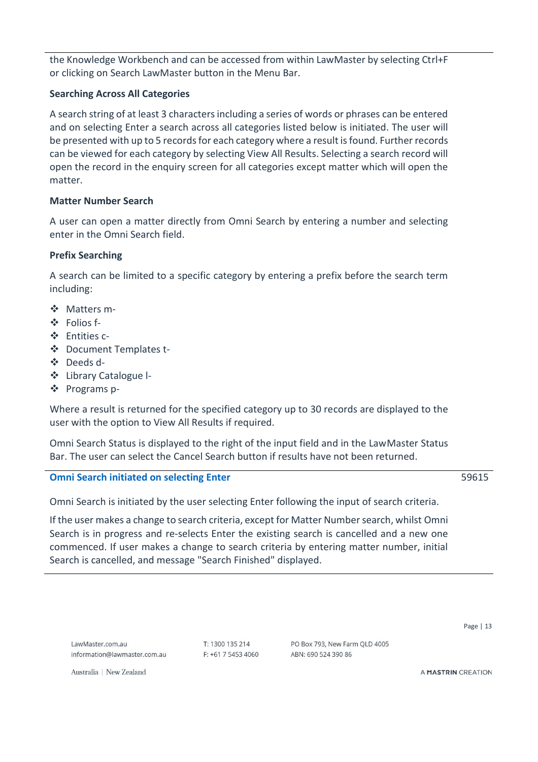the Knowledge Workbench and can be accessed from within LawMaster by selecting Ctrl+F or clicking on Search LawMaster button in the Menu Bar.

**Searching Across All Categories**

A search string of at least 3 characters including a series of words or phrases can be entered and on selecting Enter a search across all categories listed below is initiated. The user will be presented with up to 5 records for each category where a result is found. Further records can be viewed for each category by selecting View All Results. Selecting a search record will open the record in the enquiry screen for all categories except matter which will open the matter.

**Matter Number Search**

A user can open a matter directly from Omni Search by entering a number and selecting enter in the Omni Search field.

**Prefix Searching**

A search can be limited to a specific category by entering a prefix before the search term including:

- Matters m-
- Folios f-
- Entities c-
- Document Templates t-
- Deeds d-
- Library Catalogue l-
- Programs p-

Where a result is returned for the specified category up to 30 records are displayed to the user with the option to View All Results if required.

Omni Search Status is displayed to the right of the input field and in the LawMaster Status Bar. The user can select the Cancel Search button if results have not been returned.

### Omni Search initiated on selecting Enter — 59615

Omni Search is initiated by the user selecting Enter following the input of search criteria.

If the user makes a change to search criteria, except for Matter Number search, whilst Omni Search is in progress and re-selects Enter the existing search is cancelled and a new one commenced. If user makes a change to search criteria by entering matter number, initial Search is cancelled, and message "Search Finished" displayed.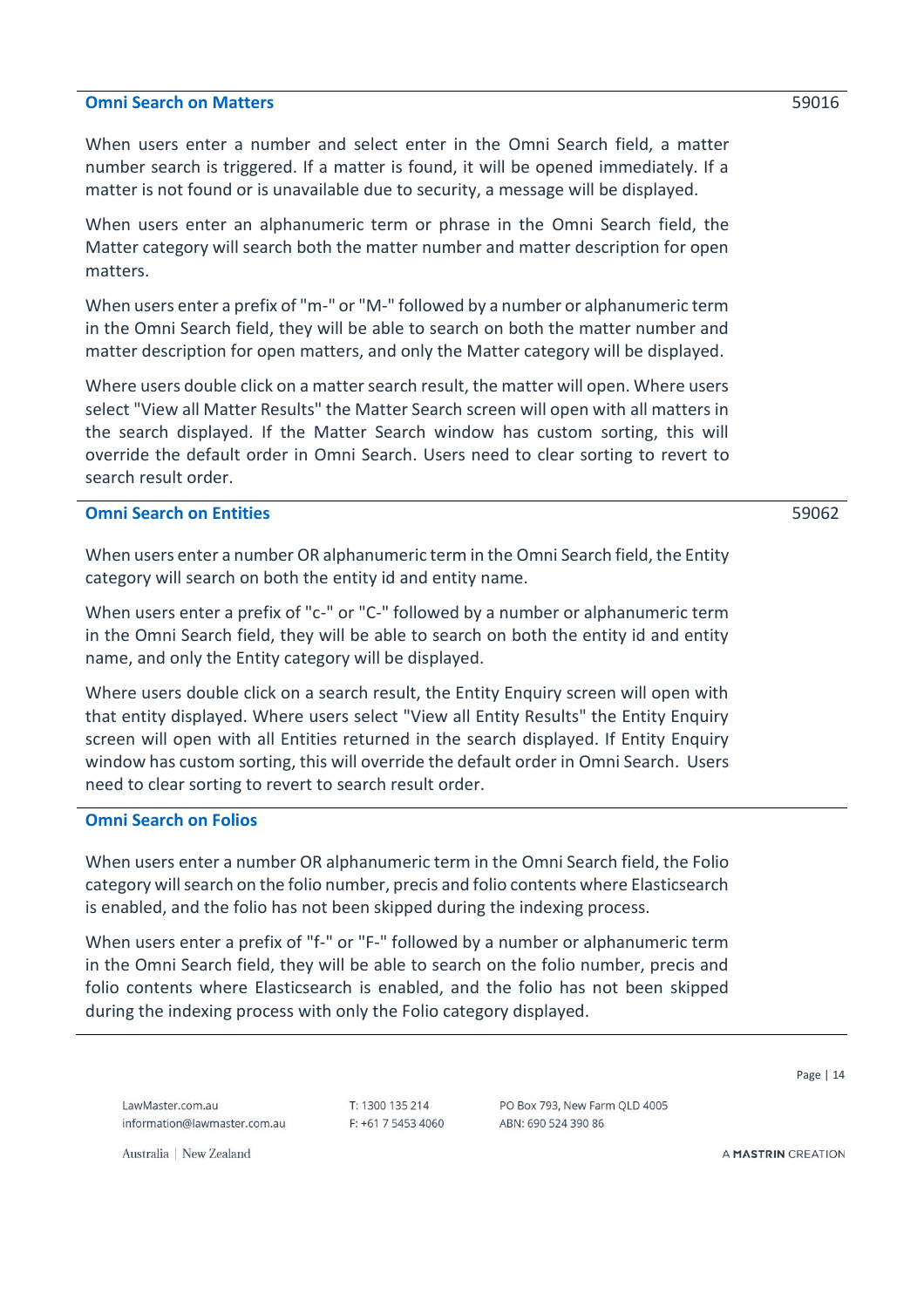## Omni Search on Matters

59016

When users enter a number and select enter in the Omni Search field, a matter number search is triggered. If a matter is found, it will be opened immediately. If a matter is not found or is unavailable due to security, a message will be displayed.

When users enter an alphanumeric term or phrase in the Omni Search field, the Matter category will search both the matter number and matter description for open matters.

When users enter a prefix of "m-" or "M-" followed by a number or alphanumeric term in the Omni Search field, they will be able to search on both the matter number and matter description for open matters, and only the Matter category will be displayed.

Where users double click on a matter search result, the matter will open. Where users select "View all Matter Results" the Matter Search screen will open with all matters in the search displayed. If the Matter Search window has custom sorting, this will override the default order in Omni Search. Users need to clear sorting to revert to search result order.

## Omni Search on Entities

59062

When users enter a number OR alphanumeric term in the Omni Search field, the Entity category will search on both the entity id and entity name.

When users enter a prefix of "c-" or "C-" followed by a number or alphanumeric term in the Omni Search field, they will be able to search on both the entity id and entity name, and only the Entity category will be displayed.

Where users double click on a search result, the Entity Enquiry screen will open with that entity displayed. Where users select "View all Entity Results" the Entity Enquiry screen will open with all Entities returned in the search displayed. If Entity Enquiry window has custom sorting, this will override the default order in Omni Search. Users need to clear sorting to revert to search result order.

## Omni Search on Folios

When users enter a number OR alphanumeric term in the Omni Search field, the Folio category will search on the folio number, precis and folio contents where Elasticsearch is enabled, and the folio has not been skipped during the indexing process.

When users enter a prefix of "f-" or "F-" followed by a number or alphanumeric term in the Omni Search field, they will be able to search on the folio number, precis and folio contents where Elasticsearch is enabled, and the folio has not been skipped during the indexing process with only the Folio category displayed.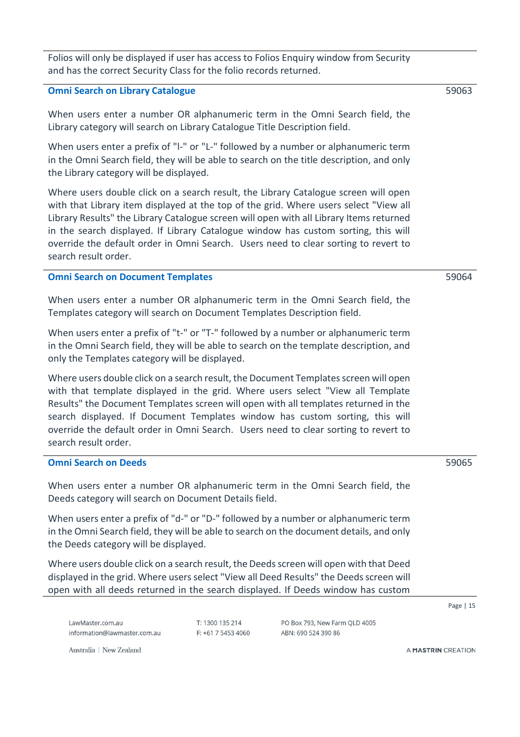Folios will only be displayed if user has access to Folios Enquiry window from Security and has the correct Security Class for the folio records returned.

| | |
|---|---|
| **Omni Search on Library Catalogue**<br><br>When users enter a number OR alphanumeric term in the Omni Search field, the Library category will search on Library Catalogue Title Description field.<br><br>When users enter a prefix of "l-" or "L-" followed by a number or alphanumeric term in the Omni Search field, they will be able to search on the title description, and only the Library category will be displayed.<br><br>Where users double click on a search result, the Library Catalogue screen will open with that Library item displayed at the top of the grid. Where users select "View all Library Results" the Library Catalogue screen will open with all Library Items returned in the search displayed. If Library Catalogue window has custom sorting, this will override the default order in Omni Search. Users need to clear sorting to revert to search result order. | 59063 |
| **Omni Search on Document Templates**<br><br>When users enter a number OR alphanumeric term in the Omni Search field, the Templates category will search on Document Templates Description field.<br><br>When users enter a prefix of "t-" or "T-" followed by a number or alphanumeric term in the Omni Search field, they will be able to search on the template description, and only the Templates category will be displayed.<br><br>Where users double click on a search result, the Document Templates screen will open with that template displayed in the grid. Where users select "View all Template Results" the Document Templates screen will open with all templates returned in the search displayed. If Document Templates window has custom sorting, this will override the default order in Omni Search. Users need to clear sorting to revert to search result order. | 59064 |
| **Omni Search on Deeds**<br><br>When users enter a number OR alphanumeric term in the Omni Search field, the Deeds category will search on Document Details field.<br><br>When users enter a prefix of "d-" or "D-" followed by a number or alphanumeric term in the Omni Search field, they will be able to search on the document details, and only the Deeds category will be displayed.<br><br>Where users double click on a search result, the Deeds screen will open with that Deed displayed in the grid. Where users select "View all Deed Results" the Deeds screen will open with all deeds returned in the search displayed. If Deeds window has custom | 59065 |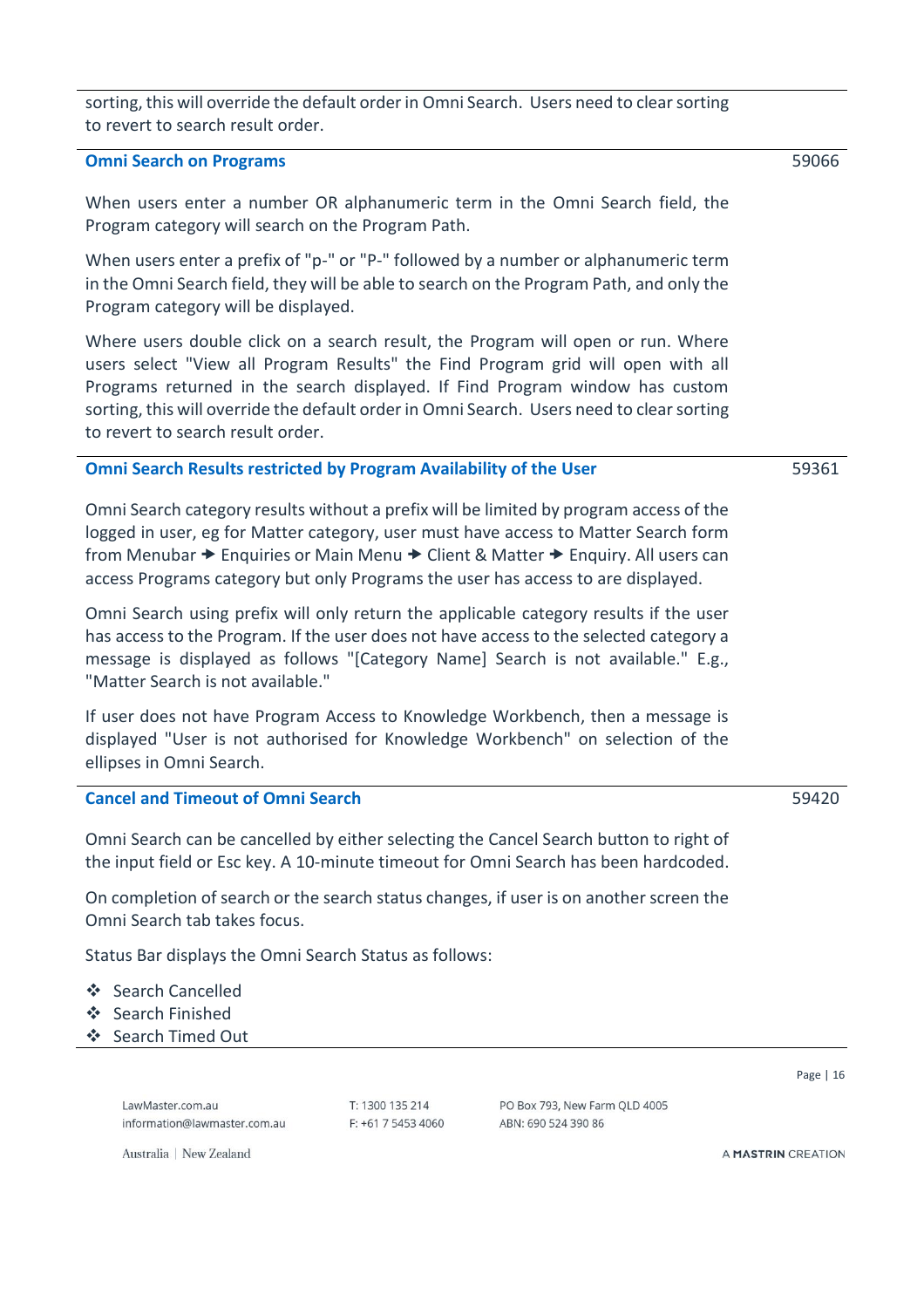sorting, this will override the default order in Omni Search. Users need to clear sorting to revert to search result order.

### Omni Search on Programs

59066

When users enter a number OR alphanumeric term in the Omni Search field, the Program category will search on the Program Path.

When users enter a prefix of "p-" or "P-" followed by a number or alphanumeric term in the Omni Search field, they will be able to search on the Program Path, and only the Program category will be displayed.

Where users double click on a search result, the Program will open or run. Where users select "View all Program Results" the Find Program grid will open with all Programs returned in the search displayed. If Find Program window has custom sorting, this will override the default order in Omni Search. Users need to clear sorting to revert to search result order.

### Omni Search Results restricted by Program Availability of the User

59361

Omni Search category results without a prefix will be limited by program access of the logged in user, eg for Matter category, user must have access to Matter Search form from Menubar ➔ Enquiries or Main Menu ➔ Client & Matter ➔ Enquiry. All users can access Programs category but only Programs the user has access to are displayed.

Omni Search using prefix will only return the applicable category results if the user has access to the Program. If the user does not have access to the selected category a message is displayed as follows "[Category Name] Search is not available." E.g., "Matter Search is not available."

If user does not have Program Access to Knowledge Workbench, then a message is displayed "User is not authorised for Knowledge Workbench" on selection of the ellipses in Omni Search.

### Cancel and Timeout of Omni Search

59420

Omni Search can be cancelled by either selecting the Cancel Search button to right of the input field or Esc key. A 10-minute timeout for Omni Search has been hardcoded.

On completion of search or the search status changes, if user is on another screen the Omni Search tab takes focus.

Status Bar displays the Omni Search Status as follows:

- Search Cancelled
- Search Finished
- Search Timed Out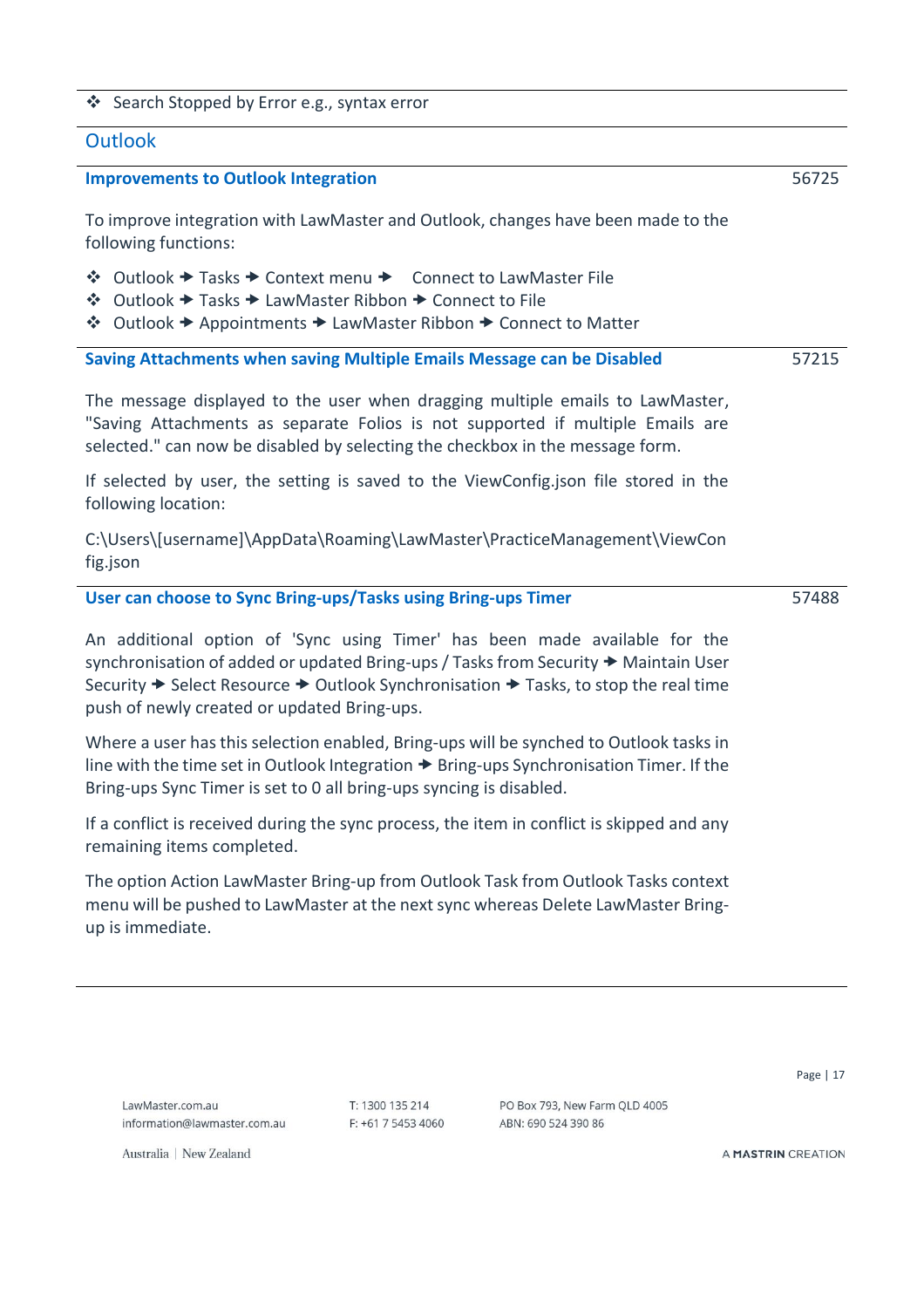- Search Stopped by Error e.g., syntax error

## Outlook

### Improvements to Outlook Integration — 56725

To improve integration with LawMaster and Outlook, changes have been made to the following functions:

- Outlook → Tasks → Context menu → Connect to LawMaster File
- Outlook → Tasks → LawMaster Ribbon → Connect to File
- Outlook → Appointments → LawMaster Ribbon → Connect to Matter

### Saving Attachments when saving Multiple Emails Message can be Disabled — 57215

The message displayed to the user when dragging multiple emails to LawMaster, "Saving Attachments as separate Folios is not supported if multiple Emails are selected." can now be disabled by selecting the checkbox in the message form.

If selected by user, the setting is saved to the ViewConfig.json file stored in the following location:

C:\Users\[username]\AppData\Roaming\LawMaster\PracticeManagement\ViewConfig.json

### User can choose to Sync Bring-ups/Tasks using Bring-ups Timer — 57488

An additional option of 'Sync using Timer' has been made available for the synchronisation of added or updated Bring-ups / Tasks from Security → Maintain User Security → Select Resource → Outlook Synchronisation → Tasks, to stop the real time push of newly created or updated Bring-ups.

Where a user has this selection enabled, Bring-ups will be synched to Outlook tasks in line with the time set in Outlook Integration → Bring-ups Synchronisation Timer. If the Bring-ups Sync Timer is set to 0 all bring-ups syncing is disabled.

If a conflict is received during the sync process, the item in conflict is skipped and any remaining items completed.

The option Action LawMaster Bring-up from Outlook Task from Outlook Tasks context menu will be pushed to LawMaster at the next sync whereas Delete LawMaster Bring-up is immediate.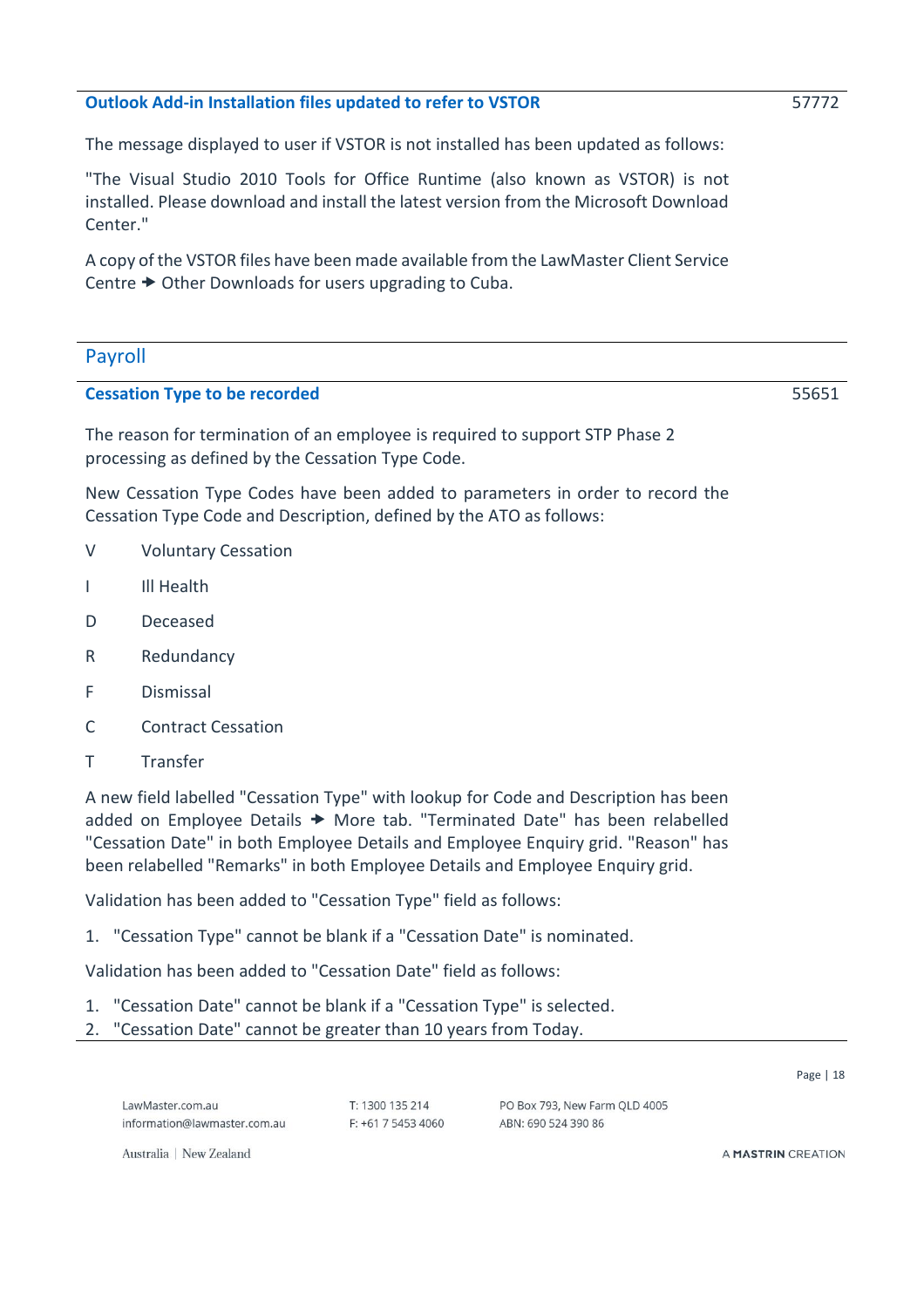### Outlook Add-in Installation files updated to refer to VSTOR 57772

The message displayed to user if VSTOR is not installed has been updated as follows:

"The Visual Studio 2010 Tools for Office Runtime (also known as VSTOR) is not installed. Please download and install the latest version from the Microsoft Download Center."

A copy of the VSTOR files have been made available from the LawMaster Client Service Centre 🠺 Other Downloads for users upgrading to Cuba.

## Payroll

### Cessation Type to be recorded 55651

The reason for termination of an employee is required to support STP Phase 2 processing as defined by the Cessation Type Code.

New Cessation Type Codes have been added to parameters in order to record the Cessation Type Code and Description, defined by the ATO as follows:

| | |
|---|---|
| V | Voluntary Cessation |
| I | Ill Health |
| D | Deceased |
| R | Redundancy |
| F | Dismissal |
| C | Contract Cessation |
| T | Transfer |

A new field labelled "Cessation Type" with lookup for Code and Description has been added on Employee Details 🠺 More tab. "Terminated Date" has been relabelled "Cessation Date" in both Employee Details and Employee Enquiry grid. "Reason" has been relabelled "Remarks" in both Employee Details and Employee Enquiry grid.

Validation has been added to "Cessation Type" field as follows:

1. "Cessation Type" cannot be blank if a "Cessation Date" is nominated.

Validation has been added to "Cessation Date" field as follows:

1. "Cessation Date" cannot be blank if a "Cessation Type" is selected.
2. "Cessation Date" cannot be greater than 10 years from Today.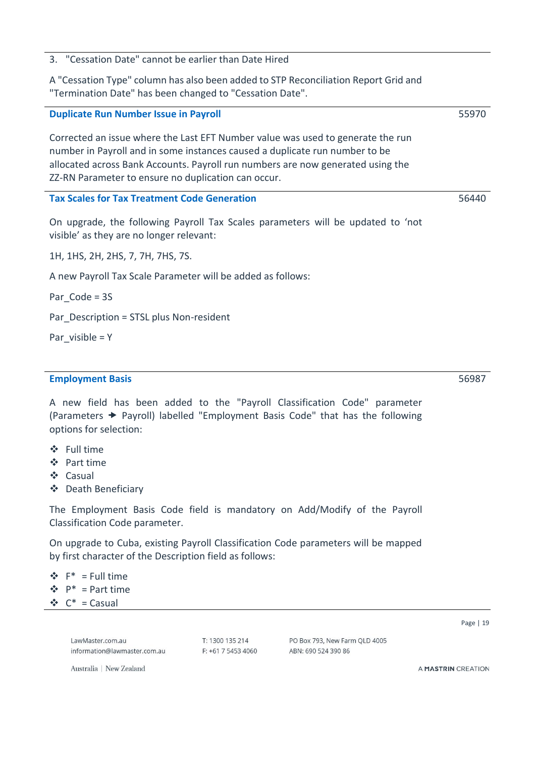3. "Cessation Date" cannot be earlier than Date Hired

A "Cessation Type" column has also been added to STP Reconciliation Report Grid and "Termination Date" has been changed to "Cessation Date".

### Duplicate Run Number Issue in Payroll

55970

Corrected an issue where the Last EFT Number value was used to generate the run number in Payroll and in some instances caused a duplicate run number to be allocated across Bank Accounts. Payroll run numbers are now generated using the ZZ-RN Parameter to ensure no duplication can occur.

### Tax Scales for Tax Treatment Code Generation

56440

On upgrade, the following Payroll Tax Scales parameters will be updated to 'not visible' as they are no longer relevant:

1H, 1HS, 2H, 2HS, 7, 7H, 7HS, 7S.

A new Payroll Tax Scale Parameter will be added as follows:

Par_Code = 3S

Par_Description = STSL plus Non-resident

Par_visible = Y

### Employment Basis

56987

A new field has been added to the "Payroll Classification Code" parameter (Parameters → Payroll) labelled "Employment Basis Code" that has the following options for selection:

- Full time
- Part time
- Casual
- Death Beneficiary

The Employment Basis Code field is mandatory on Add/Modify of the Payroll Classification Code parameter.

On upgrade to Cuba, existing Payroll Classification Code parameters will be mapped by first character of the Description field as follows:

- F* = Full time
- P* = Part time
- C* = Casual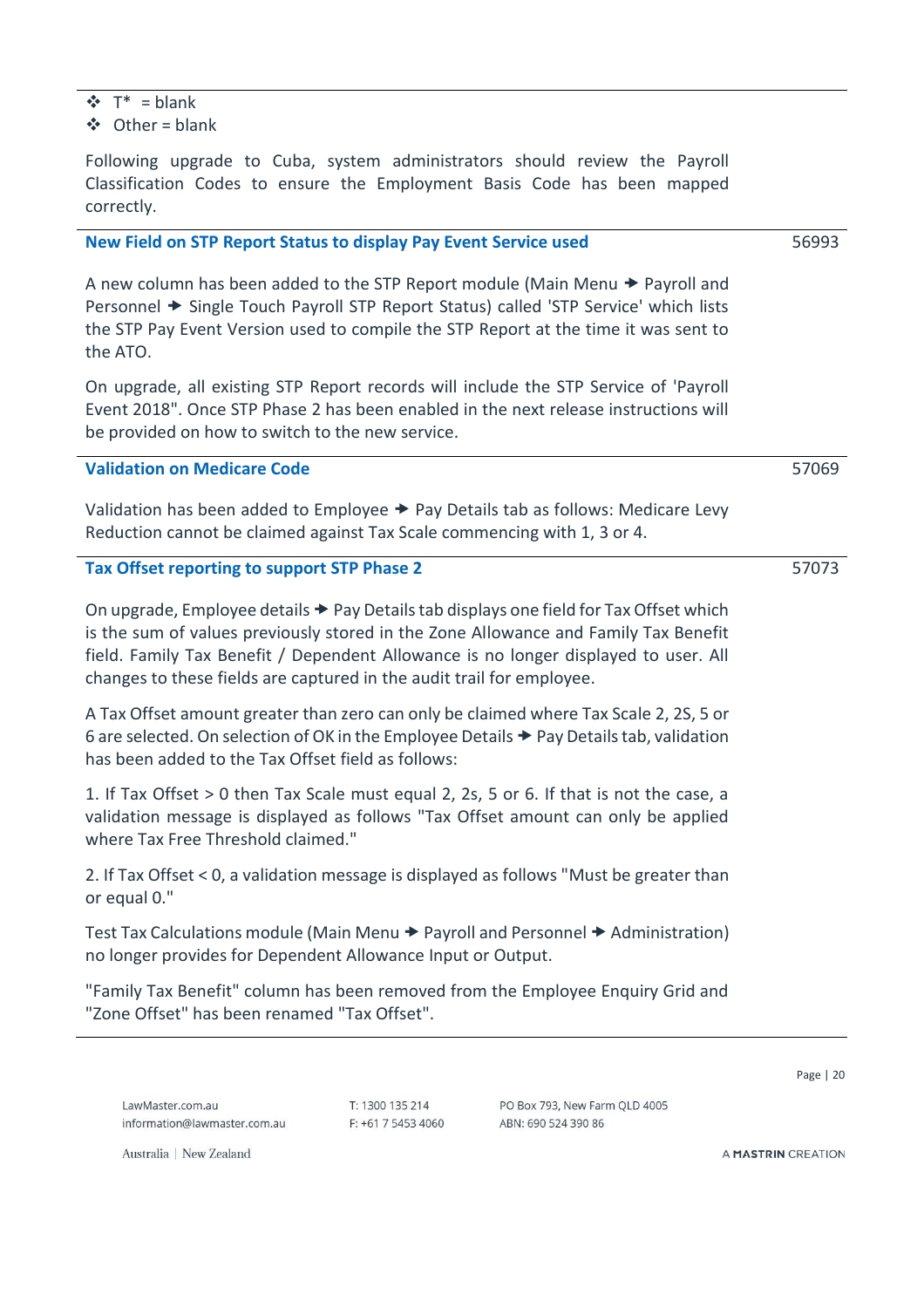- T* = blank
- Other = blank

Following upgrade to Cuba, system administrators should review the Payroll Classification Codes to ensure the Employment Basis Code has been mapped correctly.

### New Field on STP Report Status to display Pay Event Service used — 56993

A new column has been added to the STP Report module (Main Menu → Payroll and Personnel → Single Touch Payroll STP Report Status) called 'STP Service' which lists the STP Pay Event Version used to compile the STP Report at the time it was sent to the ATO.

On upgrade, all existing STP Report records will include the STP Service of 'Payroll Event 2018". Once STP Phase 2 has been enabled in the next release instructions will be provided on how to switch to the new service.

### Validation on Medicare Code — 57069

Validation has been added to Employee → Pay Details tab as follows: Medicare Levy Reduction cannot be claimed against Tax Scale commencing with 1, 3 or 4.

### Tax Offset reporting to support STP Phase 2 — 57073

On upgrade, Employee details → Pay Details tab displays one field for Tax Offset which is the sum of values previously stored in the Zone Allowance and Family Tax Benefit field. Family Tax Benefit / Dependent Allowance is no longer displayed to user. All changes to these fields are captured in the audit trail for employee.

A Tax Offset amount greater than zero can only be claimed where Tax Scale 2, 2S, 5 or 6 are selected. On selection of OK in the Employee Details → Pay Details tab, validation has been added to the Tax Offset field as follows:

1. If Tax Offset > 0 then Tax Scale must equal 2, 2s, 5 or 6. If that is not the case, a validation message is displayed as follows "Tax Offset amount can only be applied where Tax Free Threshold claimed."

2. If Tax Offset < 0, a validation message is displayed as follows "Must be greater than or equal 0."

Test Tax Calculations module (Main Menu → Payroll and Personnel → Administration) no longer provides for Dependent Allowance Input or Output.

"Family Tax Benefit" column has been removed from the Employee Enquiry Grid and "Zone Offset" has been renamed "Tax Offset".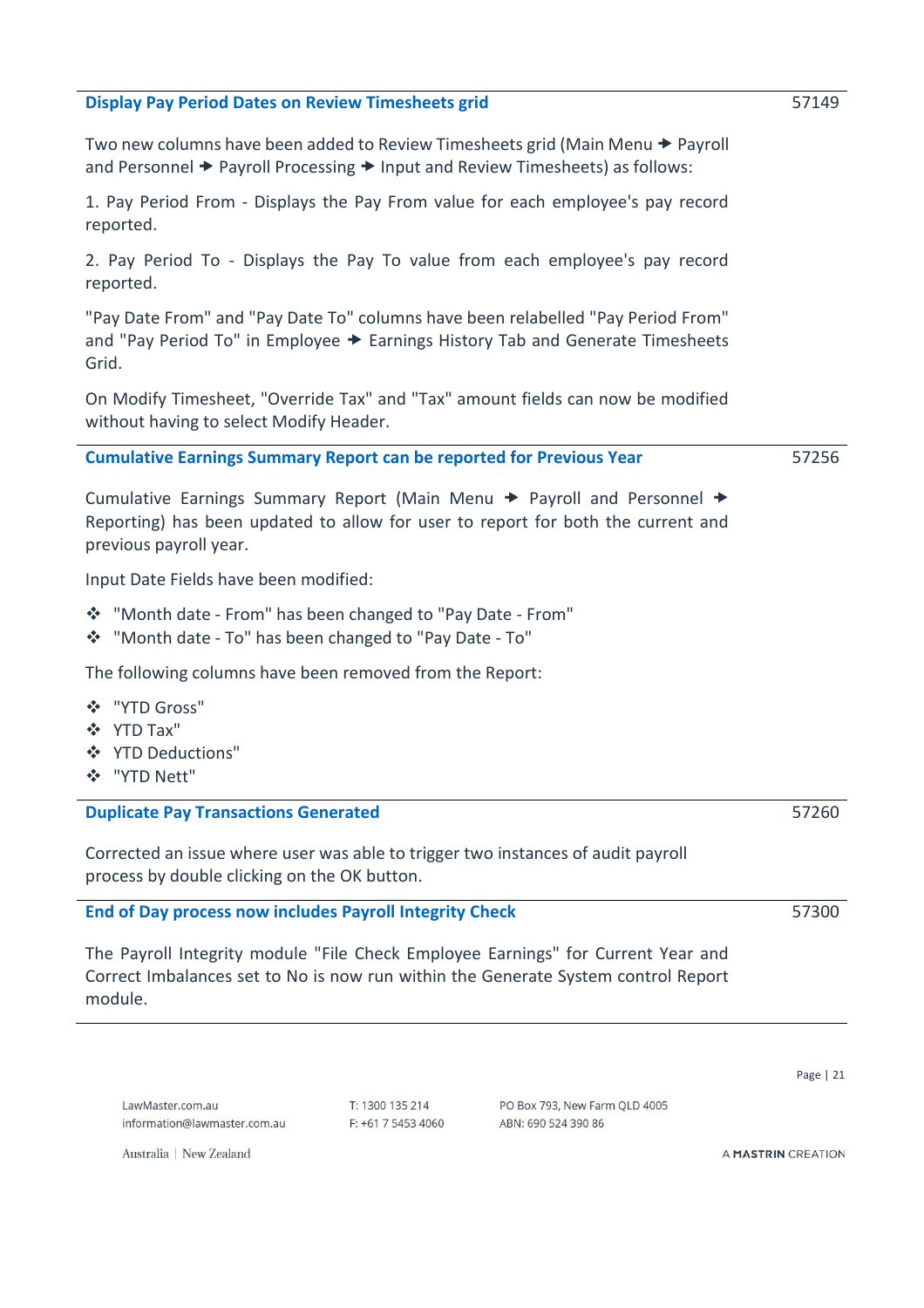### Display Pay Period Dates on Review Timesheets grid

57149

Two new columns have been added to Review Timesheets grid (Main Menu → Payroll and Personnel → Payroll Processing → Input and Review Timesheets) as follows:

1. Pay Period From - Displays the Pay From value for each employee's pay record reported.

2. Pay Period To - Displays the Pay To value from each employee's pay record reported.

"Pay Date From" and "Pay Date To" columns have been relabelled "Pay Period From" and "Pay Period To" in Employee → Earnings History Tab and Generate Timesheets Grid.

On Modify Timesheet, "Override Tax" and "Tax" amount fields can now be modified without having to select Modify Header.

### Cumulative Earnings Summary Report can be reported for Previous Year

57256

Cumulative Earnings Summary Report (Main Menu → Payroll and Personnel → Reporting) has been updated to allow for user to report for both the current and previous payroll year.

Input Date Fields have been modified:

- "Month date - From" has been changed to "Pay Date - From"
- "Month date - To" has been changed to "Pay Date - To"

The following columns have been removed from the Report:

- "YTD Gross"
- YTD Tax"
- YTD Deductions"
- "YTD Nett"

### Duplicate Pay Transactions Generated

57260

Corrected an issue where user was able to trigger two instances of audit payroll process by double clicking on the OK button.

### End of Day process now includes Payroll Integrity Check

57300

The Payroll Integrity module "File Check Employee Earnings" for Current Year and Correct Imbalances set to No is now run within the Generate System control Report module.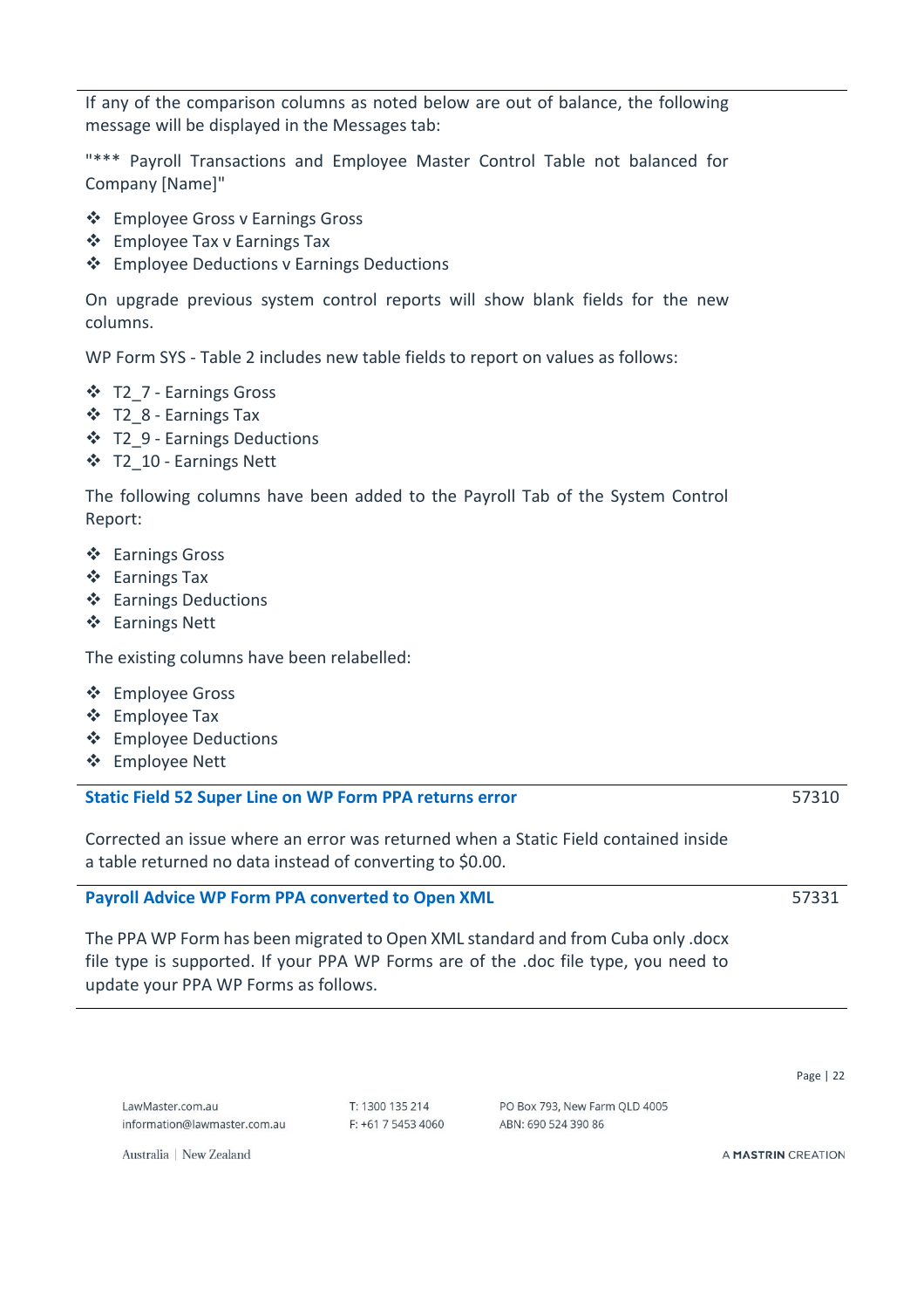If any of the comparison columns as noted below are out of balance, the following message will be displayed in the Messages tab:

"*** Payroll Transactions and Employee Master Control Table not balanced for Company [Name]"

- Employee Gross v Earnings Gross
- Employee Tax v Earnings Tax
- Employee Deductions v Earnings Deductions

On upgrade previous system control reports will show blank fields for the new columns.

WP Form SYS - Table 2 includes new table fields to report on values as follows:

- T2_7 - Earnings Gross
- T2_8 - Earnings Tax
- T2_9 - Earnings Deductions
- T2_10 - Earnings Nett

The following columns have been added to the Payroll Tab of the System Control Report:

- Earnings Gross
- Earnings Tax
- Earnings Deductions
- Earnings Nett

The existing columns have been relabelled:

- Employee Gross
- Employee Tax
- Employee Deductions
- Employee Nett

### Static Field 52 Super Line on WP Form PPA returns error — 57310

Corrected an issue where an error was returned when a Static Field contained inside a table returned no data instead of converting to $0.00.

### Payroll Advice WP Form PPA converted to Open XML — 57331

The PPA WP Form has been migrated to Open XML standard and from Cuba only .docx file type is supported. If your PPA WP Forms are of the .doc file type, you need to update your PPA WP Forms as follows.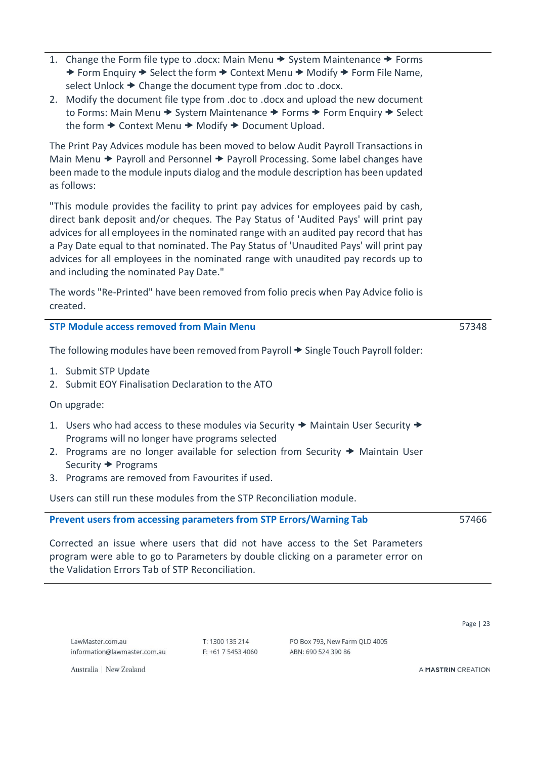1. Change the Form file type to .docx: Main Menu → System Maintenance → Forms → Form Enquiry → Select the form → Context Menu → Modify → Form File Name, select Unlock → Change the document type from .doc to .docx.
2. Modify the document file type from .doc to .docx and upload the new document to Forms: Main Menu → System Maintenance → Forms → Form Enquiry → Select the form → Context Menu → Modify → Document Upload.

The Print Pay Advices module has been moved to below Audit Payroll Transactions in Main Menu → Payroll and Personnel → Payroll Processing. Some label changes have been made to the module inputs dialog and the module description has been updated as follows:

"This module provides the facility to print pay advices for employees paid by cash, direct bank deposit and/or cheques. The Pay Status of 'Audited Pays' will print pay advices for all employees in the nominated range with an audited pay record that has a Pay Date equal to that nominated. The Pay Status of 'Unaudited Pays' will print pay advices for all employees in the nominated range with unaudited pay records up to and including the nominated Pay Date."

The words "Re-Printed" have been removed from folio precis when Pay Advice folio is created.

### STP Module access removed from Main Menu — 57348

The following modules have been removed from Payroll → Single Touch Payroll folder:

1. Submit STP Update
2. Submit EOY Finalisation Declaration to the ATO

On upgrade:

1. Users who had access to these modules via Security → Maintain User Security → Programs will no longer have programs selected
2. Programs are no longer available for selection from Security → Maintain User Security → Programs
3. Programs are removed from Favourites if used.

Users can still run these modules from the STP Reconciliation module.

### Prevent users from accessing parameters from STP Errors/Warning Tab — 57466

Corrected an issue where users that did not have access to the Set Parameters program were able to go to Parameters by double clicking on a parameter error on the Validation Errors Tab of STP Reconciliation.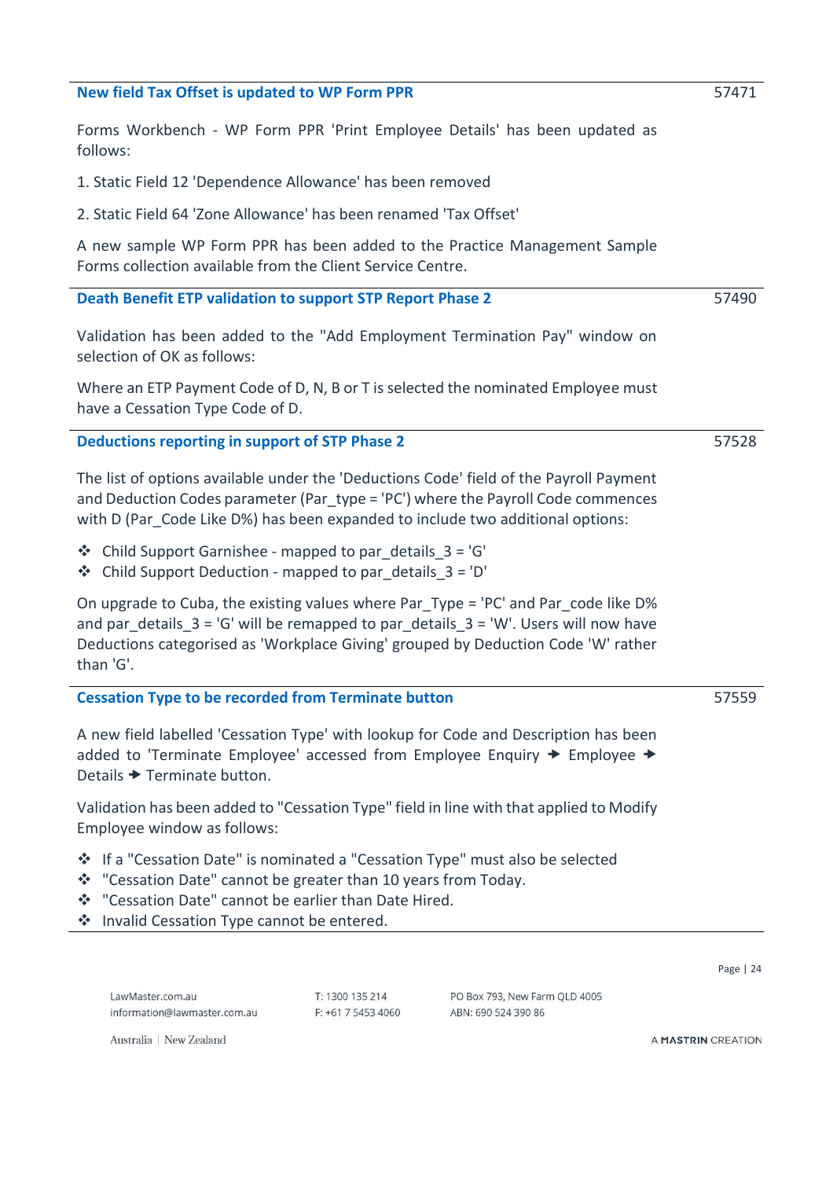### New field Tax Offset is updated to WP Form PPR

57471

Forms Workbench - WP Form PPR 'Print Employee Details' has been updated as follows:

1. Static Field 12 'Dependence Allowance' has been removed

2. Static Field 64 'Zone Allowance' has been renamed 'Tax Offset'

A new sample WP Form PPR has been added to the Practice Management Sample Forms collection available from the Client Service Centre.

### Death Benefit ETP validation to support STP Report Phase 2

57490

Validation has been added to the "Add Employment Termination Pay" window on selection of OK as follows:

Where an ETP Payment Code of D, N, B or T is selected the nominated Employee must have a Cessation Type Code of D.

### Deductions reporting in support of STP Phase 2

57528

The list of options available under the 'Deductions Code' field of the Payroll Payment and Deduction Codes parameter (Par_type = 'PC') where the Payroll Code commences with D (Par_Code Like D%) has been expanded to include two additional options:

- Child Support Garnishee - mapped to par_details_3 = 'G'
- Child Support Deduction - mapped to par_details_3 = 'D'

On upgrade to Cuba, the existing values where Par_Type = 'PC' and Par_code like D% and par_details_3 = 'G' will be remapped to par_details_3 = 'W'. Users will now have Deductions categorised as 'Workplace Giving' grouped by Deduction Code 'W' rather than 'G'.

### Cessation Type to be recorded from Terminate button

57559

A new field labelled 'Cessation Type' with lookup for Code and Description has been added to 'Terminate Employee' accessed from Employee Enquiry → Employee → Details → Terminate button.

Validation has been added to "Cessation Type" field in line with that applied to Modify Employee window as follows:

- If a "Cessation Date" is nominated a "Cessation Type" must also be selected
- "Cessation Date" cannot be greater than 10 years from Today.
- "Cessation Date" cannot be earlier than Date Hired.
- Invalid Cessation Type cannot be entered.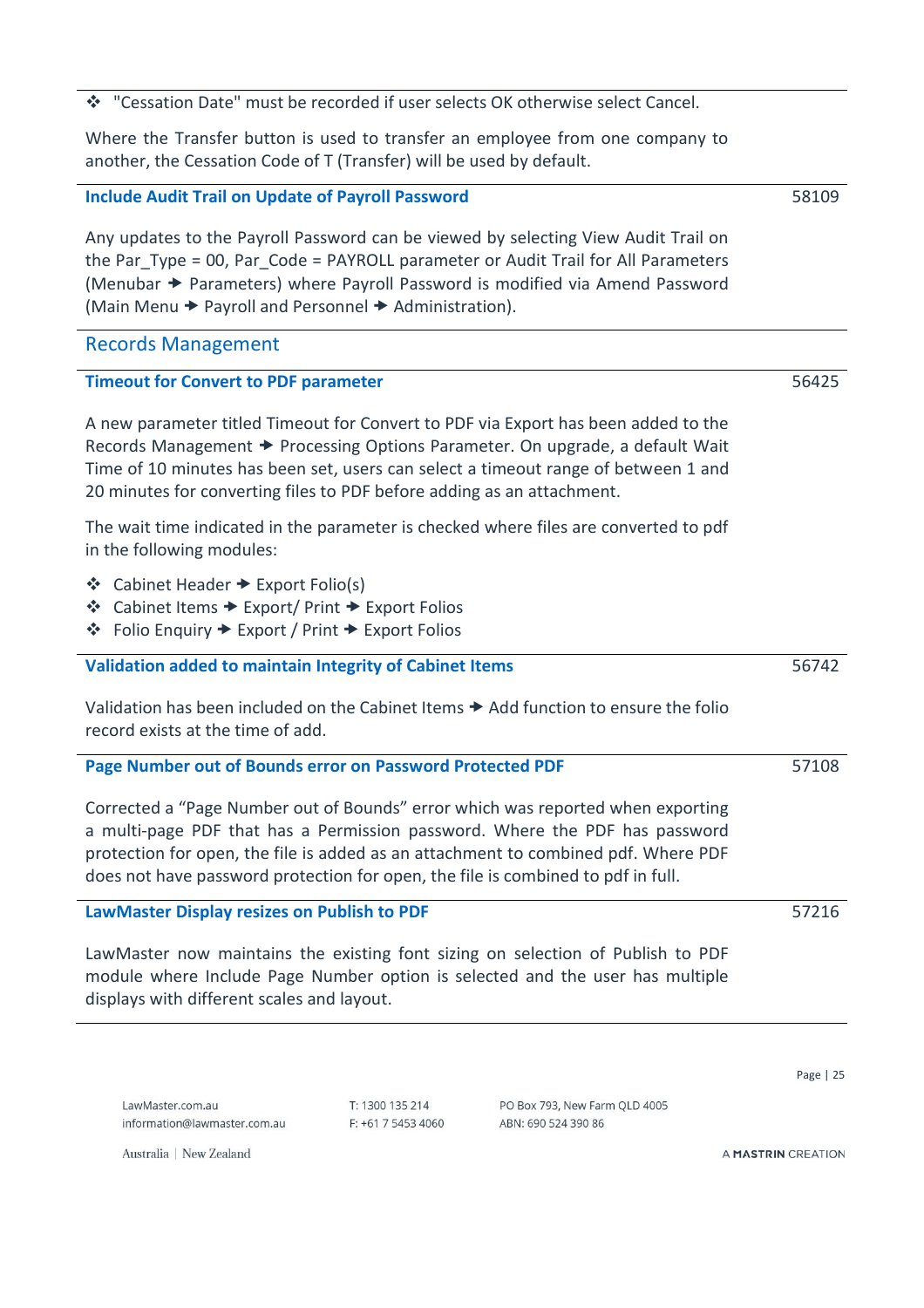- "Cessation Date" must be recorded if user selects OK otherwise select Cancel.

Where the Transfer button is used to transfer an employee from one company to another, the Cessation Code of T (Transfer) will be used by default.

### Include Audit Trail on Update of Payroll Password — 58109

Any updates to the Payroll Password can be viewed by selecting View Audit Trail on the Par_Type = 00, Par_Code = PAYROLL parameter or Audit Trail for All Parameters (Menubar ➔ Parameters) where Payroll Password is modified via Amend Password (Main Menu ➔ Payroll and Personnel ➔ Administration).

## Records Management

### Timeout for Convert to PDF parameter — 56425

A new parameter titled Timeout for Convert to PDF via Export has been added to the Records Management ➔ Processing Options Parameter. On upgrade, a default Wait Time of 10 minutes has been set, users can select a timeout range of between 1 and 20 minutes for converting files to PDF before adding as an attachment.

The wait time indicated in the parameter is checked where files are converted to pdf in the following modules:

- Cabinet Header ➔ Export Folio(s)
- Cabinet Items ➔ Export/ Print ➔ Export Folios
- Folio Enquiry ➔ Export / Print ➔ Export Folios

### Validation added to maintain Integrity of Cabinet Items — 56742

Validation has been included on the Cabinet Items ➔ Add function to ensure the folio record exists at the time of add.

### Page Number out of Bounds error on Password Protected PDF — 57108

Corrected a "Page Number out of Bounds" error which was reported when exporting a multi-page PDF that has a Permission password. Where the PDF has password protection for open, the file is added as an attachment to combined pdf. Where PDF does not have password protection for open, the file is combined to pdf in full.

### LawMaster Display resizes on Publish to PDF — 57216

LawMaster now maintains the existing font sizing on selection of Publish to PDF module where Include Page Number option is selected and the user has multiple displays with different scales and layout.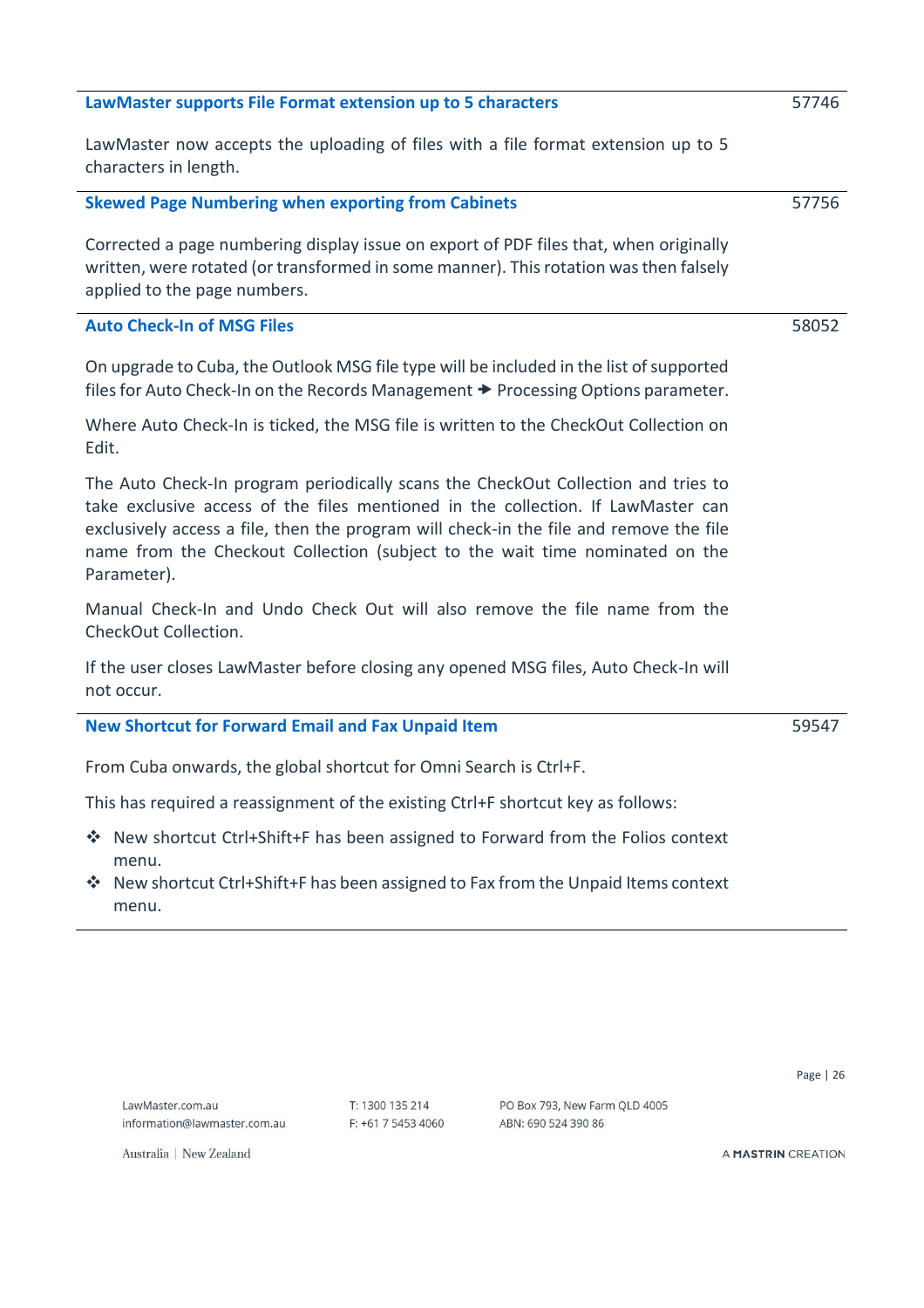### LawMaster supports File Format extension up to 5 characters

57746

LawMaster now accepts the uploading of files with a file format extension up to 5 characters in length.

### Skewed Page Numbering when exporting from Cabinets

57756

Corrected a page numbering display issue on export of PDF files that, when originally written, were rotated (or transformed in some manner). This rotation was then falsely applied to the page numbers.

### Auto Check-In of MSG Files

58052

On upgrade to Cuba, the Outlook MSG file type will be included in the list of supported files for Auto Check-In on the Records Management → Processing Options parameter.

Where Auto Check-In is ticked, the MSG file is written to the CheckOut Collection on Edit.

The Auto Check-In program periodically scans the CheckOut Collection and tries to take exclusive access of the files mentioned in the collection. If LawMaster can exclusively access a file, then the program will check-in the file and remove the file name from the Checkout Collection (subject to the wait time nominated on the Parameter).

Manual Check-In and Undo Check Out will also remove the file name from the CheckOut Collection.

If the user closes LawMaster before closing any opened MSG files, Auto Check-In will not occur.

### New Shortcut for Forward Email and Fax Unpaid Item

59547

From Cuba onwards, the global shortcut for Omni Search is Ctrl+F.

This has required a reassignment of the existing Ctrl+F shortcut key as follows:

- New shortcut Ctrl+Shift+F has been assigned to Forward from the Folios context menu.
- New shortcut Ctrl+Shift+F has been assigned to Fax from the Unpaid Items context menu.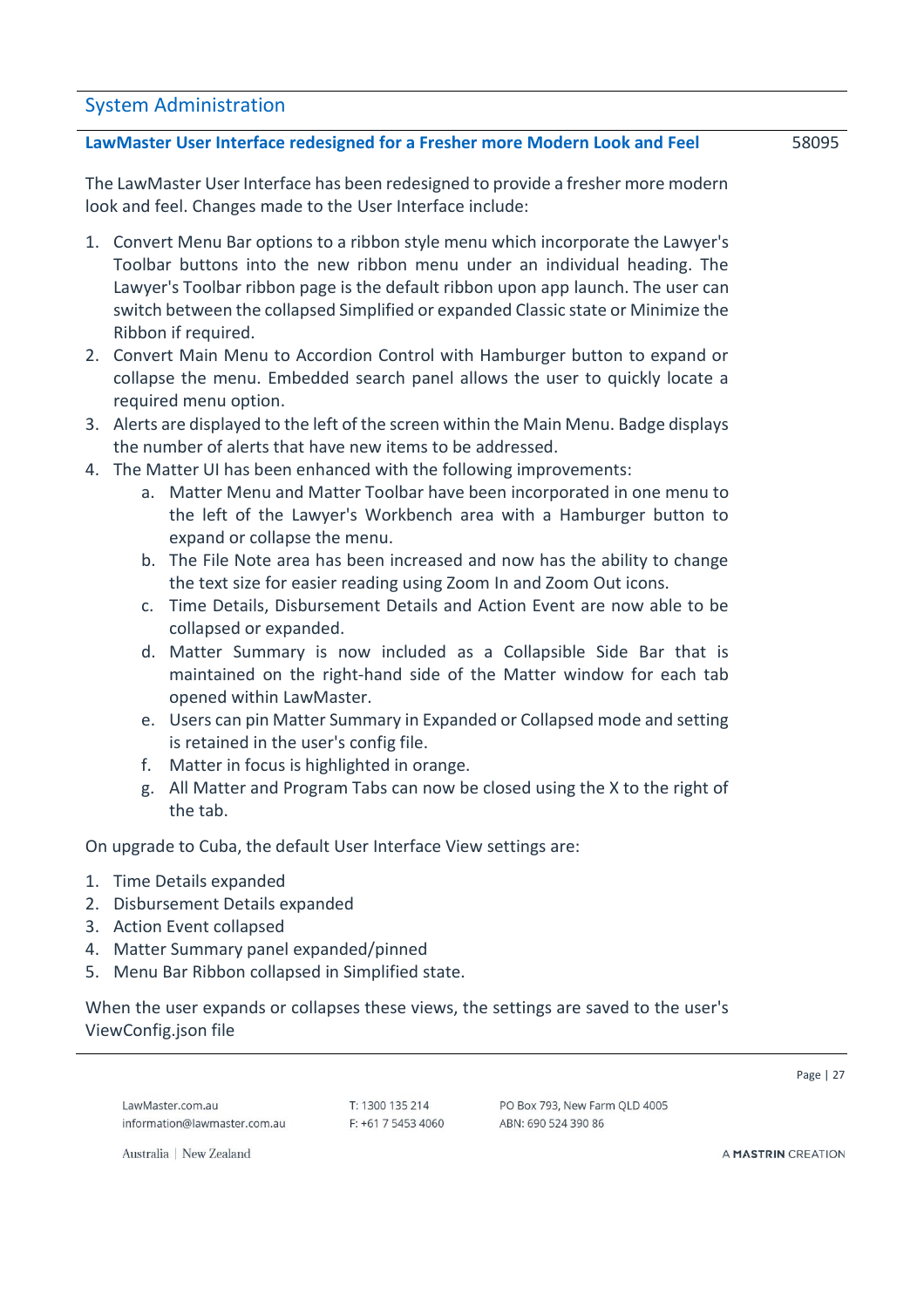## System Administration

### LawMaster User Interface redesigned for a Fresher more Modern Look and Feel 58095

The LawMaster User Interface has been redesigned to provide a fresher more modern look and feel. Changes made to the User Interface include:

1. Convert Menu Bar options to a ribbon style menu which incorporate the Lawyer's Toolbar buttons into the new ribbon menu under an individual heading. The Lawyer's Toolbar ribbon page is the default ribbon upon app launch. The user can switch between the collapsed Simplified or expanded Classic state or Minimize the Ribbon if required.
2. Convert Main Menu to Accordion Control with Hamburger button to expand or collapse the menu. Embedded search panel allows the user to quickly locate a required menu option.
3. Alerts are displayed to the left of the screen within the Main Menu. Badge displays the number of alerts that have new items to be addressed.
4. The Matter UI has been enhanced with the following improvements:
    a. Matter Menu and Matter Toolbar have been incorporated in one menu to the left of the Lawyer's Workbench area with a Hamburger button to expand or collapse the menu.
    b. The File Note area has been increased and now has the ability to change the text size for easier reading using Zoom In and Zoom Out icons.
    c. Time Details, Disbursement Details and Action Event are now able to be collapsed or expanded.
    d. Matter Summary is now included as a Collapsible Side Bar that is maintained on the right-hand side of the Matter window for each tab opened within LawMaster.
    e. Users can pin Matter Summary in Expanded or Collapsed mode and setting is retained in the user's config file.
    f. Matter in focus is highlighted in orange.
    g. All Matter and Program Tabs can now be closed using the X to the right of the tab.

On upgrade to Cuba, the default User Interface View settings are:

1. Time Details expanded
2. Disbursement Details expanded
3. Action Event collapsed
4. Matter Summary panel expanded/pinned
5. Menu Bar Ribbon collapsed in Simplified state.

When the user expands or collapses these views, the settings are saved to the user's ViewConfig.json file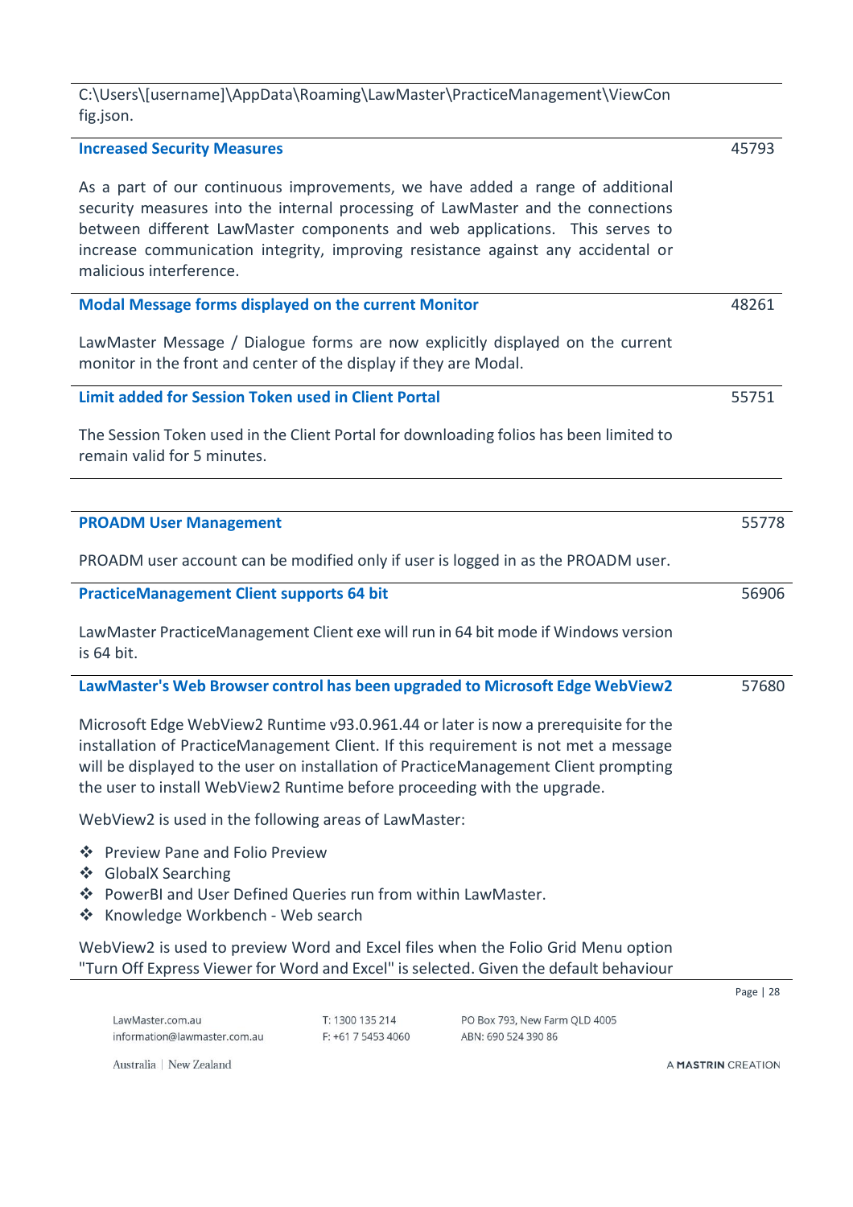C:\Users\[username]\AppData\Roaming\LawMaster\PracticeManagement\ViewConfig.json.

| | |
|---|---|
| **Increased Security Measures** | 45793 |
| As a part of our continuous improvements, we have added a range of additional security measures into the internal processing of LawMaster and the connections between different LawMaster components and web applications. This serves to increase communication integrity, improving resistance against any accidental or malicious interference. | |
| **Modal Message forms displayed on the current Monitor** | 48261 |
| LawMaster Message / Dialogue forms are now explicitly displayed on the current monitor in the front and center of the display if they are Modal. | |
| **Limit added for Session Token used in Client Portal** | 55751 |
| The Session Token used in the Client Portal for downloading folios has been limited to remain valid for 5 minutes. | |

| | |
|---|---|
| **PROADM User Management** | 55778 |
| PROADM user account can be modified only if user is logged in as the PROADM user. | |
| **PracticeManagement Client supports 64 bit** | 56906 |
| LawMaster PracticeManagement Client exe will run in 64 bit mode if Windows version is 64 bit. | |
| **LawMaster's Web Browser control has been upgraded to Microsoft Edge WebView2** | 57680 |

Microsoft Edge WebView2 Runtime v93.0.961.44 or later is now a prerequisite for the installation of PracticeManagement Client. If this requirement is not met a message will be displayed to the user on installation of PracticeManagement Client prompting the user to install WebView2 Runtime before proceeding with the upgrade.

WebView2 is used in the following areas of LawMaster:

- Preview Pane and Folio Preview
- GlobalX Searching
- PowerBI and User Defined Queries run from within LawMaster.
- Knowledge Workbench - Web search

WebView2 is used to preview Word and Excel files when the Folio Grid Menu option "Turn Off Express Viewer for Word and Excel" is selected. Given the default behaviour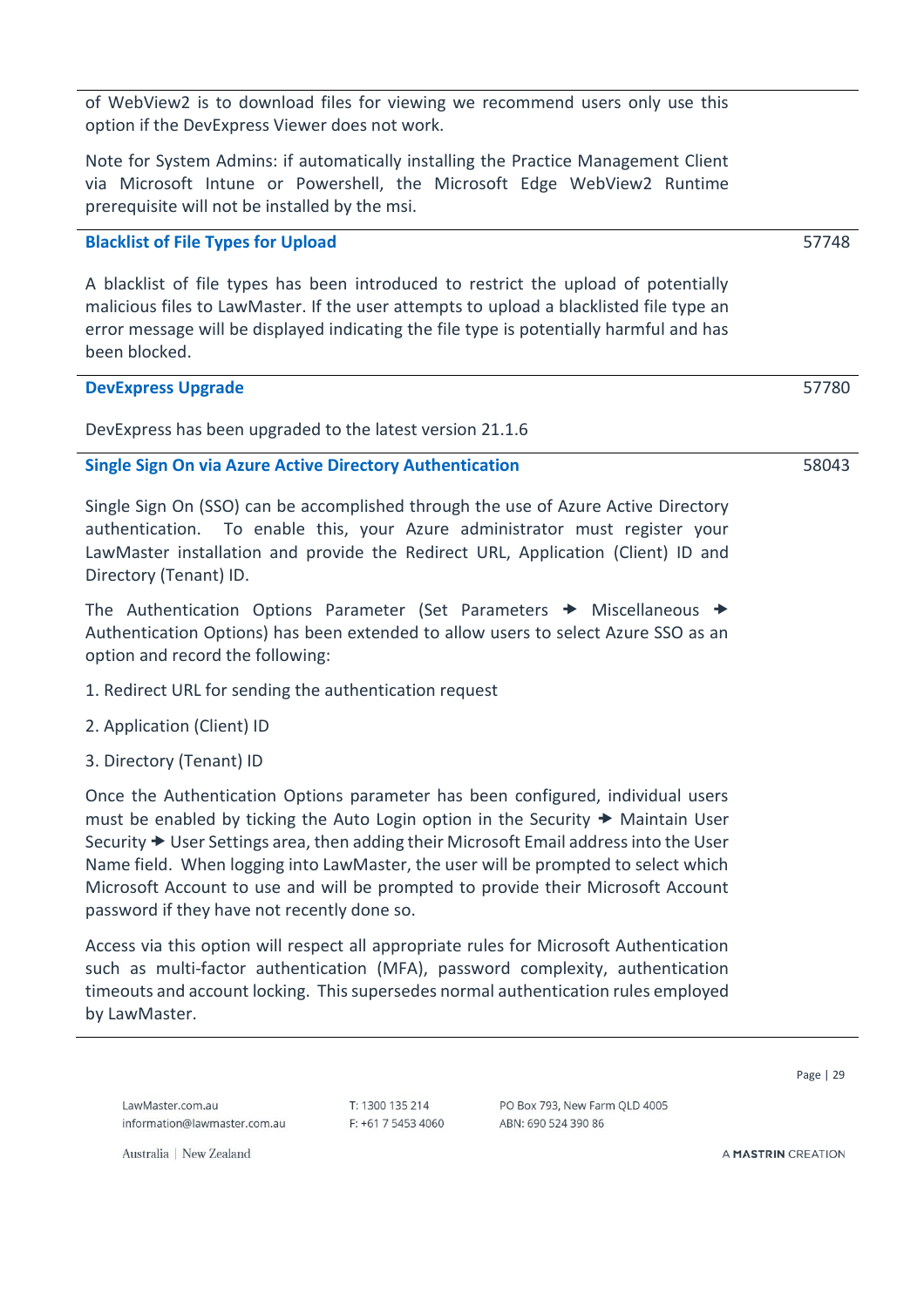of WebView2 is to download files for viewing we recommend users only use this option if the DevExpress Viewer does not work.

Note for System Admins: if automatically installing the Practice Management Client via Microsoft Intune or Powershell, the Microsoft Edge WebView2 Runtime prerequisite will not be installed by the msi.

### Blacklist of File Types for Upload

57748

A blacklist of file types has been introduced to restrict the upload of potentially malicious files to LawMaster. If the user attempts to upload a blacklisted file type an error message will be displayed indicating the file type is potentially harmful and has been blocked.

### DevExpress Upgrade

57780

DevExpress has been upgraded to the latest version 21.1.6

### Single Sign On via Azure Active Directory Authentication

58043

Single Sign On (SSO) can be accomplished through the use of Azure Active Directory authentication. To enable this, your Azure administrator must register your LawMaster installation and provide the Redirect URL, Application (Client) ID and Directory (Tenant) ID.

The Authentication Options Parameter (Set Parameters → Miscellaneous → Authentication Options) has been extended to allow users to select Azure SSO as an option and record the following:

1. Redirect URL for sending the authentication request
2. Application (Client) ID
3. Directory (Tenant) ID

Once the Authentication Options parameter has been configured, individual users must be enabled by ticking the Auto Login option in the Security → Maintain User Security → User Settings area, then adding their Microsoft Email address into the User Name field. When logging into LawMaster, the user will be prompted to select which Microsoft Account to use and will be prompted to provide their Microsoft Account password if they have not recently done so.

Access via this option will respect all appropriate rules for Microsoft Authentication such as multi-factor authentication (MFA), password complexity, authentication timeouts and account locking. This supersedes normal authentication rules employed by LawMaster.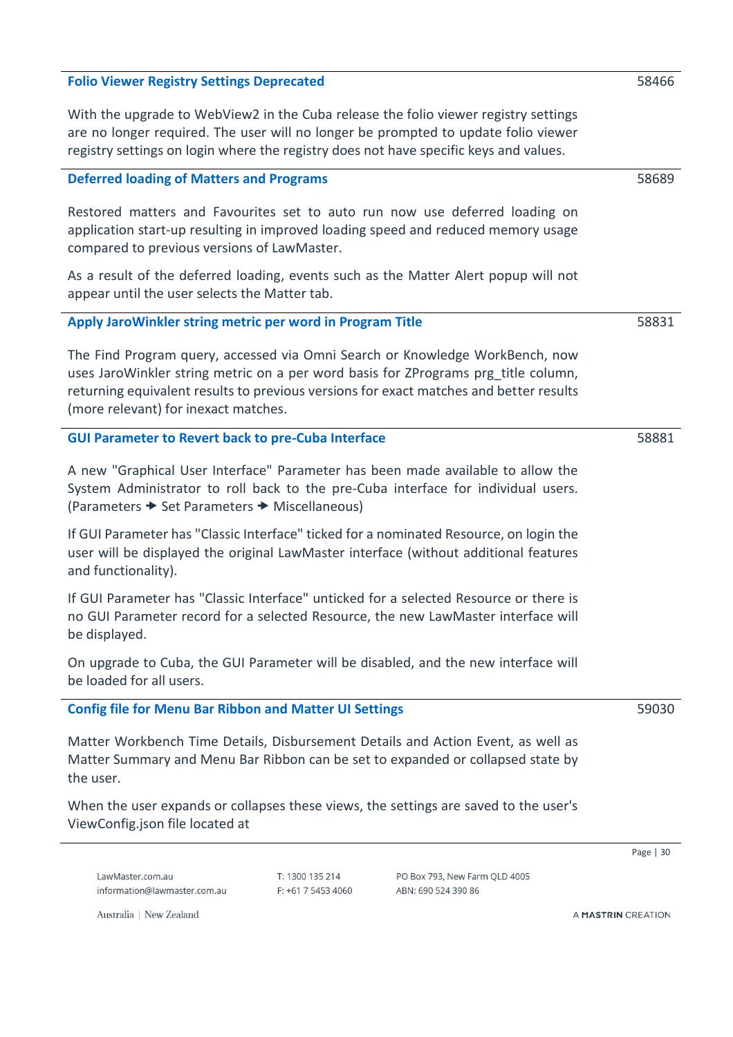### Folio Viewer Registry Settings Deprecated

58466

With the upgrade to WebView2 in the Cuba release the folio viewer registry settings are no longer required. The user will no longer be prompted to update folio viewer registry settings on login where the registry does not have specific keys and values.

### Deferred loading of Matters and Programs

58689

Restored matters and Favourites set to auto run now use deferred loading on application start-up resulting in improved loading speed and reduced memory usage compared to previous versions of LawMaster.

As a result of the deferred loading, events such as the Matter Alert popup will not appear until the user selects the Matter tab.

### Apply JaroWinkler string metric per word in Program Title

58831

The Find Program query, accessed via Omni Search or Knowledge WorkBench, now uses JaroWinkler string metric on a per word basis for ZPrograms prg_title column, returning equivalent results to previous versions for exact matches and better results (more relevant) for inexact matches.

### GUI Parameter to Revert back to pre-Cuba Interface

58881

A new "Graphical User Interface" Parameter has been made available to allow the System Administrator to roll back to the pre-Cuba interface for individual users. (Parameters 🡆 Set Parameters 🡆 Miscellaneous)

If GUI Parameter has "Classic Interface" ticked for a nominated Resource, on login the user will be displayed the original LawMaster interface (without additional features and functionality).

If GUI Parameter has "Classic Interface" unticked for a selected Resource or there is no GUI Parameter record for a selected Resource, the new LawMaster interface will be displayed.

On upgrade to Cuba, the GUI Parameter will be disabled, and the new interface will be loaded for all users.

### Config file for Menu Bar Ribbon and Matter UI Settings

59030

Matter Workbench Time Details, Disbursement Details and Action Event, as well as Matter Summary and Menu Bar Ribbon can be set to expanded or collapsed state by the user.

When the user expands or collapses these views, the settings are saved to the user's ViewConfig.json file located at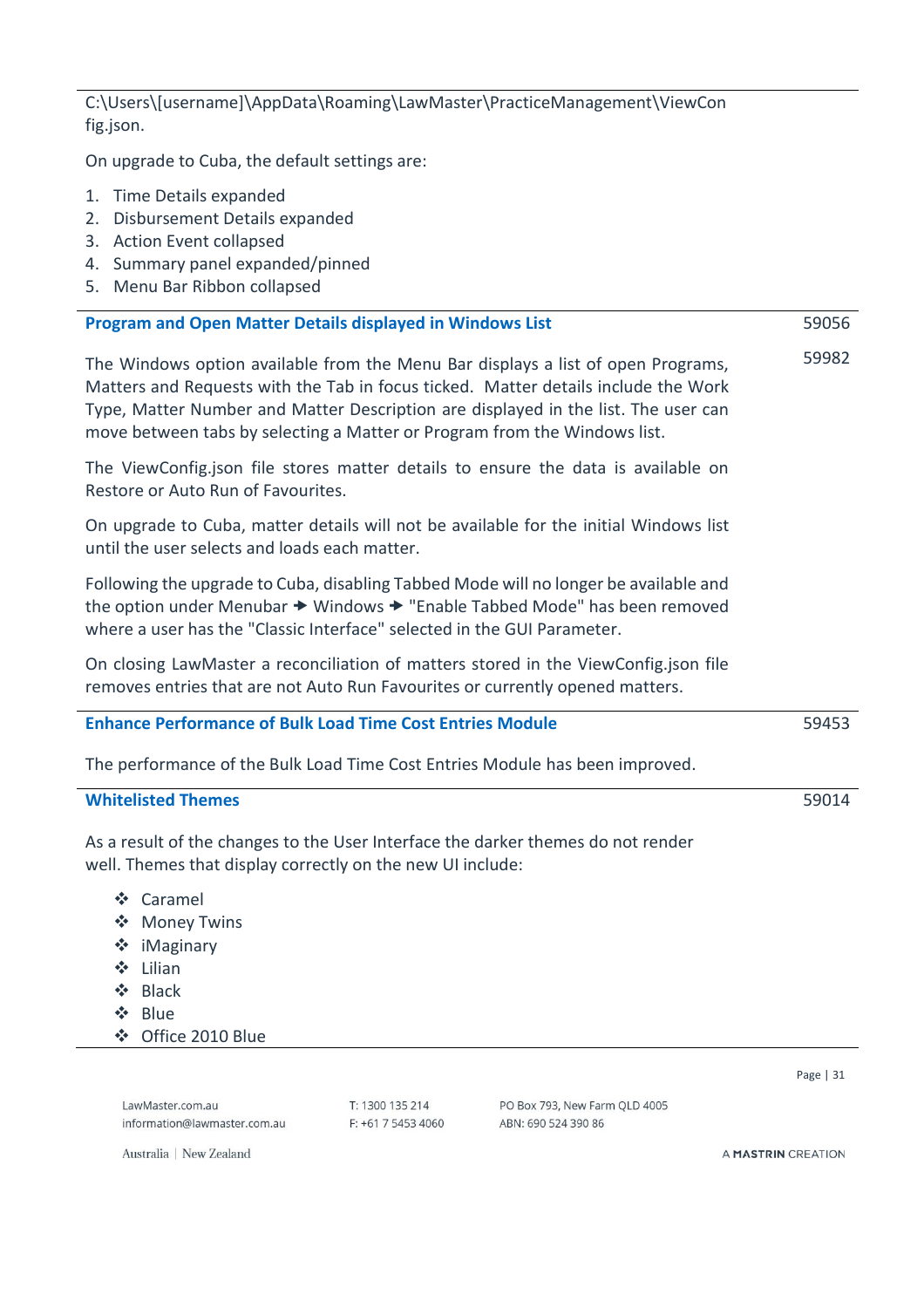C:\Users\[username]\AppData\Roaming\LawMaster\PracticeManagement\ViewConfig.json.

On upgrade to Cuba, the default settings are:

1. Time Details expanded
2. Disbursement Details expanded
3. Action Event collapsed
4. Summary panel expanded/pinned
5. Menu Bar Ribbon collapsed

### Program and Open Matter Details displayed in Windows List

59056

59982

The Windows option available from the Menu Bar displays a list of open Programs, Matters and Requests with the Tab in focus ticked. Matter details include the Work Type, Matter Number and Matter Description are displayed in the list. The user can move between tabs by selecting a Matter or Program from the Windows list.

The ViewConfig.json file stores matter details to ensure the data is available on Restore or Auto Run of Favourites.

On upgrade to Cuba, matter details will not be available for the initial Windows list until the user selects and loads each matter.

Following the upgrade to Cuba, disabling Tabbed Mode will no longer be available and the option under Menubar ➔ Windows ➔ "Enable Tabbed Mode" has been removed where a user has the "Classic Interface" selected in the GUI Parameter.

On closing LawMaster a reconciliation of matters stored in the ViewConfig.json file removes entries that are not Auto Run Favourites or currently opened matters.

### Enhance Performance of Bulk Load Time Cost Entries Module

59453

The performance of the Bulk Load Time Cost Entries Module has been improved.

### Whitelisted Themes

59014

As a result of the changes to the User Interface the darker themes do not render well. Themes that display correctly on the new UI include:

- Caramel
- Money Twins
- iMaginary
- Lilian
- Black
- Blue
- Office 2010 Blue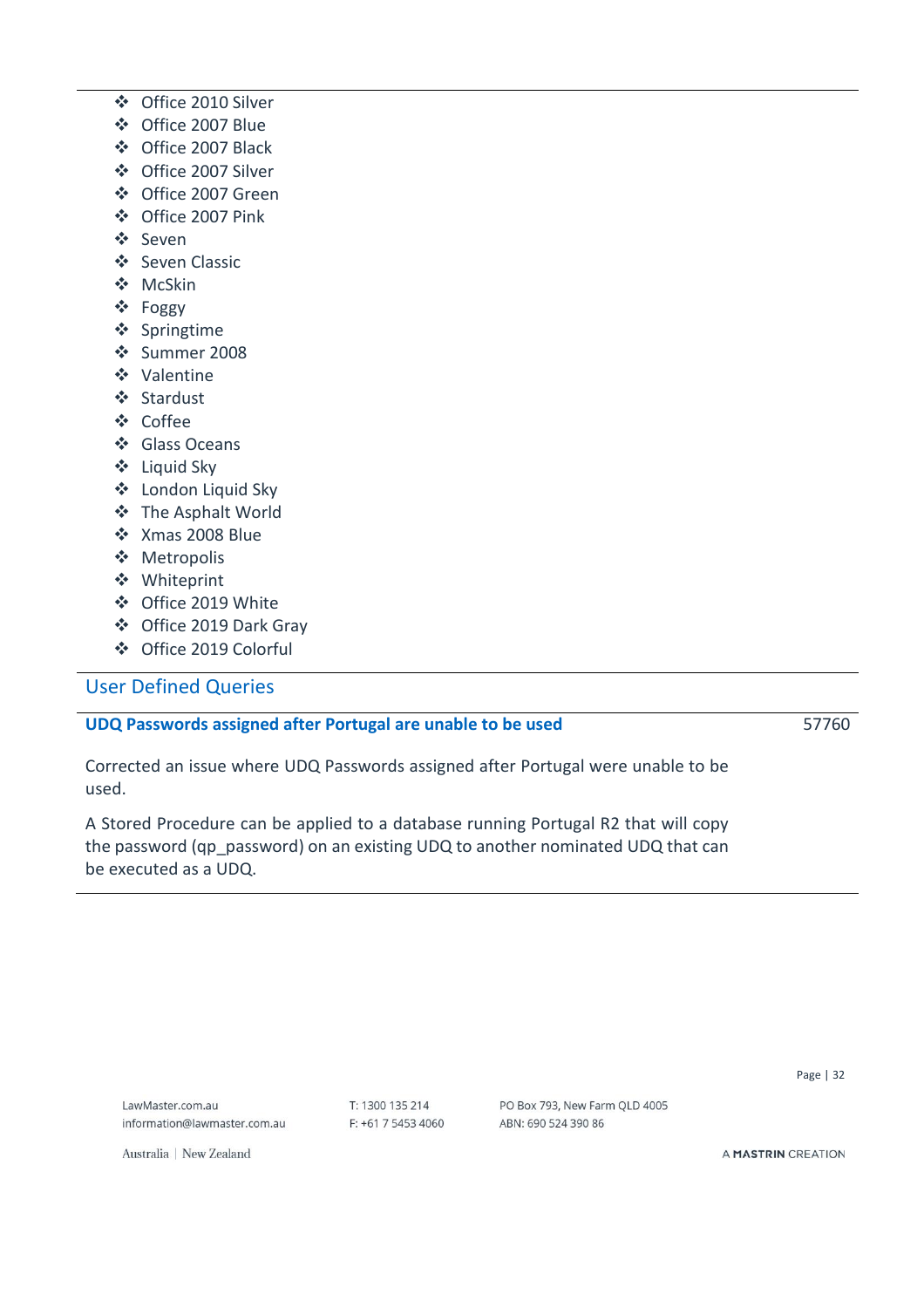- Office 2010 Silver
- Office 2007 Blue
- Office 2007 Black
- Office 2007 Silver
- Office 2007 Green
- Office 2007 Pink
- Seven
- Seven Classic
- McSkin
- Foggy
- Springtime
- Summer 2008
- Valentine
- Stardust
- Coffee
- Glass Oceans
- Liquid Sky
- London Liquid Sky
- The Asphalt World
- Xmas 2008 Blue
- Metropolis
- Whiteprint
- Office 2019 White
- Office 2019 Dark Gray
- Office 2019 Colorful

## User Defined Queries

### UDQ Passwords assigned after Portugal are unable to be used — 57760

Corrected an issue where UDQ Passwords assigned after Portugal were unable to be used.

A Stored Procedure can be applied to a database running Portugal R2 that will copy the password (qp_password) on an existing UDQ to another nominated UDQ that can be executed as a UDQ.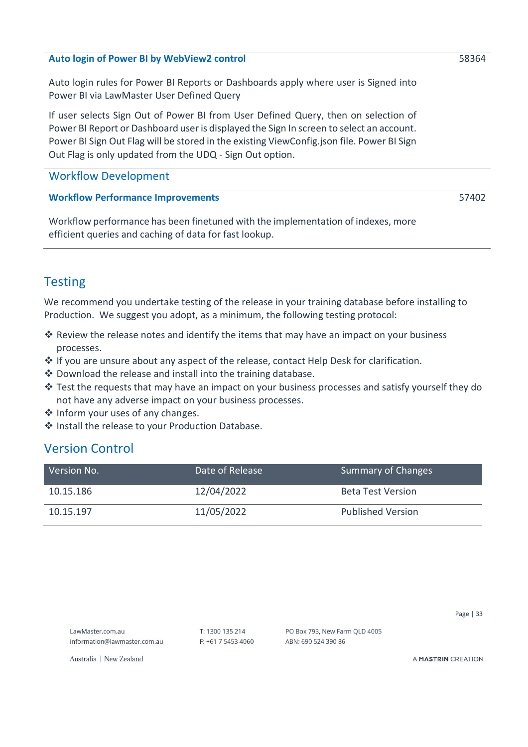**Auto login of Power BI by WebView2 control** 58364

Auto login rules for Power BI Reports or Dashboards apply where user is Signed into Power BI via LawMaster User Defined Query

If user selects Sign Out of Power BI from User Defined Query, then on selection of Power BI Report or Dashboard user is displayed the Sign In screen to select an account. Power BI Sign Out Flag will be stored in the existing ViewConfig.json file. Power BI Sign Out Flag is only updated from the UDQ - Sign Out option.

### Workflow Development

**Workflow Performance Improvements** 57402

Workflow performance has been finetuned with the implementation of indexes, more efficient queries and caching of data for fast lookup.

## Testing

We recommend you undertake testing of the release in your training database before installing to Production. We suggest you adopt, as a minimum, the following testing protocol:

- Review the release notes and identify the items that may have an impact on your business processes.
- If you are unsure about any aspect of the release, contact Help Desk for clarification.
- Download the release and install into the training database.
- Test the requests that may have an impact on your business processes and satisfy yourself they do not have any adverse impact on your business processes.
- Inform your uses of any changes.
- Install the release to your Production Database.

## Version Control

| Version No. | Date of Release | Summary of Changes |
|---|---|---|
| 10.15.186 | 12/04/2022 | Beta Test Version |
| 10.15.197 | 11/05/2022 | Published Version |